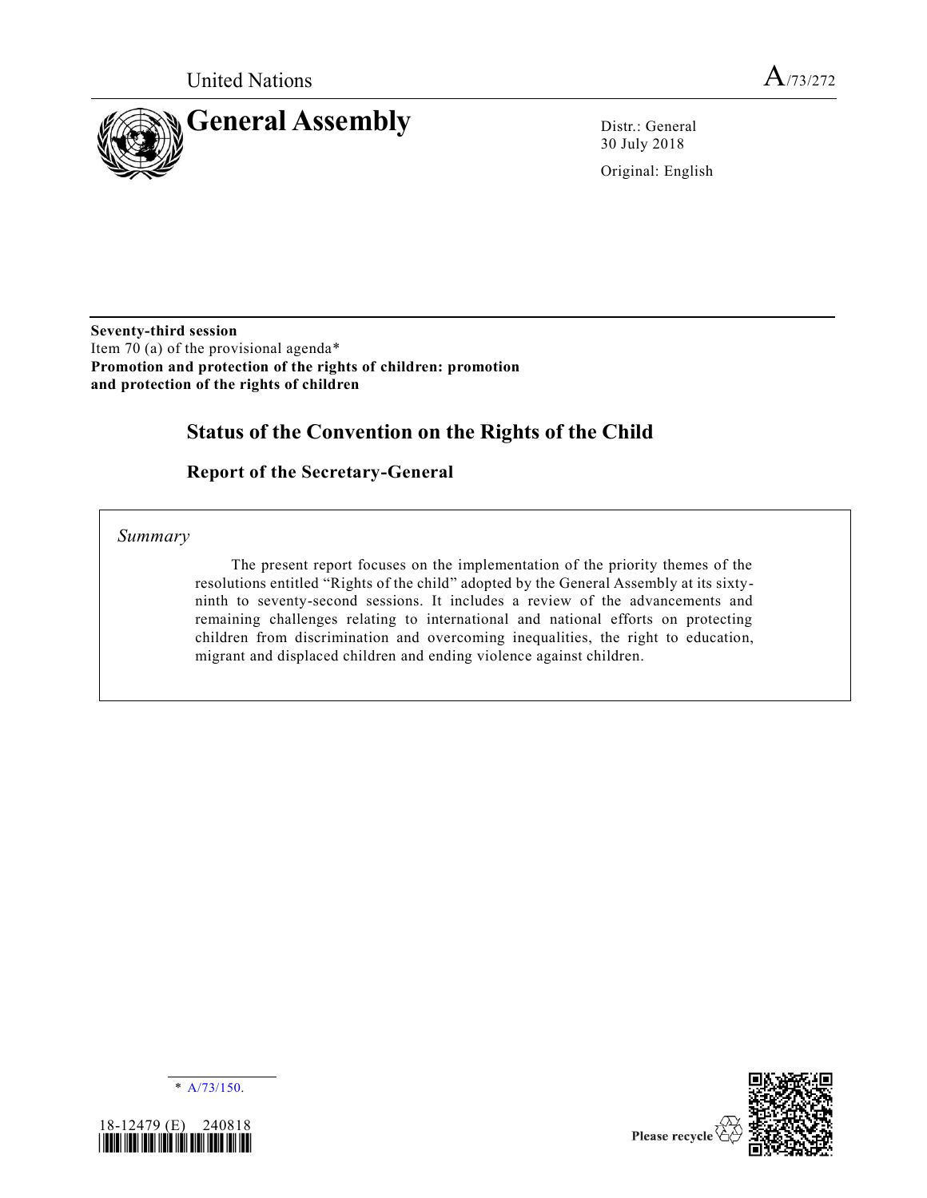United Nations

A/73/272

# General Assembly

Distr.: General
30 July 2018

Original: English

**Seventy-third session**
Item 70 (a) of the provisional agenda*
**Promotion and protection of the rights of children: promotion and protection of the rights of children**

# Status of the Convention on the Rights of the Child

## Report of the Secretary-General

*Summary*

The present report focuses on the implementation of the priority themes of the resolutions entitled "Rights of the child" adopted by the General Assembly at its sixty-ninth to seventy-second sessions. It includes a review of the advancements and remaining challenges relating to international and national efforts on protecting children from discrimination and overcoming inequalities, the right to education, migrant and displaced children and ending violence against children.

\* A/73/150.

18-12479 (E) 240818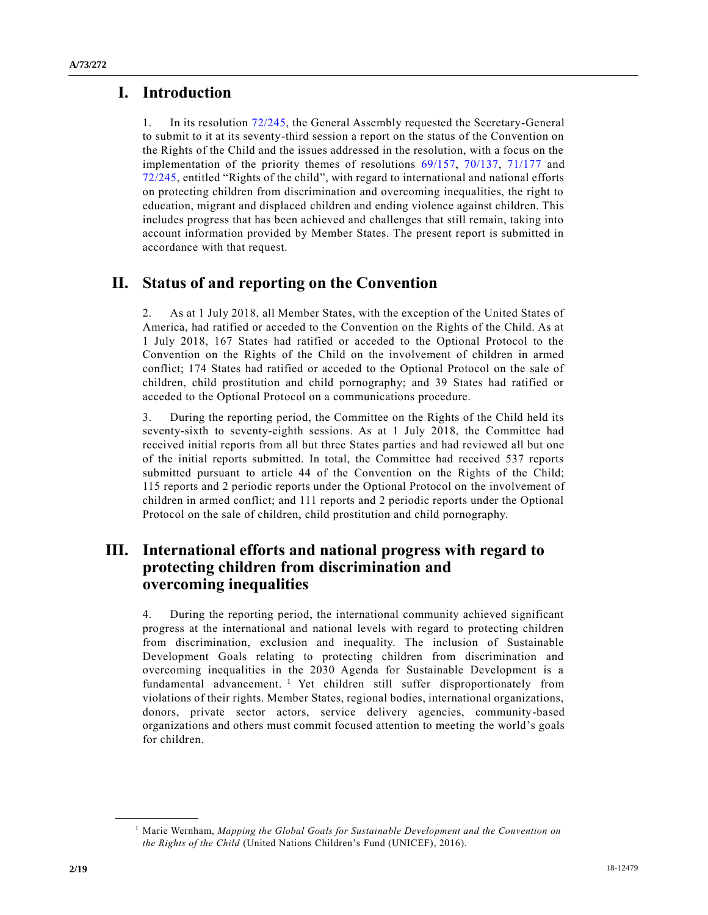# I. Introduction

1. In its resolution 72/245, the General Assembly requested the Secretary-General to submit to it at its seventy-third session a report on the status of the Convention on the Rights of the Child and the issues addressed in the resolution, with a focus on the implementation of the priority themes of resolutions 69/157, 70/137, 71/177 and 72/245, entitled "Rights of the child", with regard to international and national efforts on protecting children from discrimination and overcoming inequalities, the right to education, migrant and displaced children and ending violence against children. This includes progress that has been achieved and challenges that still remain, taking into account information provided by Member States. The present report is submitted in accordance with that request.

# II. Status of and reporting on the Convention

2. As at 1 July 2018, all Member States, with the exception of the United States of America, had ratified or acceded to the Convention on the Rights of the Child. As at 1 July 2018, 167 States had ratified or acceded to the Optional Protocol to the Convention on the Rights of the Child on the involvement of children in armed conflict; 174 States had ratified or acceded to the Optional Protocol on the sale of children, child prostitution and child pornography; and 39 States had ratified or acceded to the Optional Protocol on a communications procedure.

3. During the reporting period, the Committee on the Rights of the Child held its seventy-sixth to seventy-eighth sessions. As at 1 July 2018, the Committee had received initial reports from all but three States parties and had reviewed all but one of the initial reports submitted. In total, the Committee had received 537 reports submitted pursuant to article 44 of the Convention on the Rights of the Child; 115 reports and 2 periodic reports under the Optional Protocol on the involvement of children in armed conflict; and 111 reports and 2 periodic reports under the Optional Protocol on the sale of children, child prostitution and child pornography.

# III. International efforts and national progress with regard to protecting children from discrimination and overcoming inequalities

4. During the reporting period, the international community achieved significant progress at the international and national levels with regard to protecting children from discrimination, exclusion and inequality. The inclusion of Sustainable Development Goals relating to protecting children from discrimination and overcoming inequalities in the 2030 Agenda for Sustainable Development is a fundamental advancement. [1] Yet children still suffer disproportionately from violations of their rights. Member States, regional bodies, international organizations, donors, private sector actors, service delivery agencies, community-based organizations and others must commit focused attention to meeting the world's goals for children.

[1] Marie Wernham, *Mapping the Global Goals for Sustainable Development and the Convention on the Rights of the Child* (United Nations Children's Fund (UNICEF), 2016).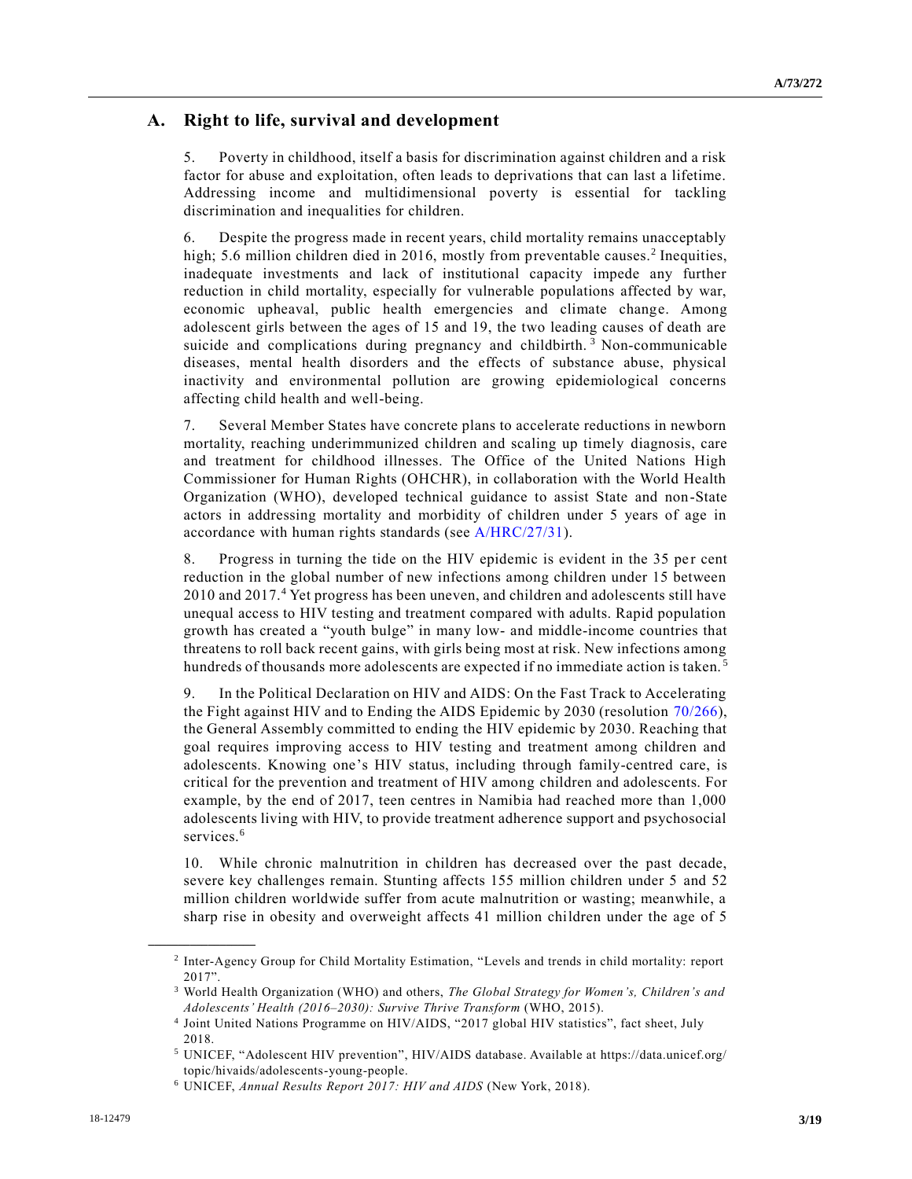## A. Right to life, survival and development

5. Poverty in childhood, itself a basis for discrimination against children and a risk factor for abuse and exploitation, often leads to deprivations that can last a lifetime. Addressing income and multidimensional poverty is essential for tackling discrimination and inequalities for children.

6. Despite the progress made in recent years, child mortality remains unacceptably high; 5.6 million children died in 2016, mostly from preventable causes.[2] Inequities, inadequate investments and lack of institutional capacity impede any further reduction in child mortality, especially for vulnerable populations affected by war, economic upheaval, public health emergencies and climate change. Among adolescent girls between the ages of 15 and 19, the two leading causes of death are suicide and complications during pregnancy and childbirth.[3] Non-communicable diseases, mental health disorders and the effects of substance abuse, physical inactivity and environmental pollution are growing epidemiological concerns affecting child health and well-being.

7. Several Member States have concrete plans to accelerate reductions in newborn mortality, reaching underimmunized children and scaling up timely diagnosis, care and treatment for childhood illnesses. The Office of the United Nations High Commissioner for Human Rights (OHCHR), in collaboration with the World Health Organization (WHO), developed technical guidance to assist State and non-State actors in addressing mortality and morbidity of children under 5 years of age in accordance with human rights standards (see A/HRC/27/31).

8. Progress in turning the tide on the HIV epidemic is evident in the 35 per cent reduction in the global number of new infections among children under 15 between 2010 and 2017.[4] Yet progress has been uneven, and children and adolescents still have unequal access to HIV testing and treatment compared with adults. Rapid population growth has created a "youth bulge" in many low- and middle-income countries that threatens to roll back recent gains, with girls being most at risk. New infections among hundreds of thousands more adolescents are expected if no immediate action is taken.[5]

9. In the Political Declaration on HIV and AIDS: On the Fast Track to Accelerating the Fight against HIV and to Ending the AIDS Epidemic by 2030 (resolution 70/266), the General Assembly committed to ending the HIV epidemic by 2030. Reaching that goal requires improving access to HIV testing and treatment among children and adolescents. Knowing one's HIV status, including through family-centred care, is critical for the prevention and treatment of HIV among children and adolescents. For example, by the end of 2017, teen centres in Namibia had reached more than 1,000 adolescents living with HIV, to provide treatment adherence support and psychosocial services.[6]

10. While chronic malnutrition in children has decreased over the past decade, severe key challenges remain. Stunting affects 155 million children under 5 and 52 million children worldwide suffer from acute malnutrition or wasting; meanwhile, a sharp rise in obesity and overweight affects 41 million children under the age of 5

---

[2] Inter-Agency Group for Child Mortality Estimation, "Levels and trends in child mortality: report 2017".

[3] World Health Organization (WHO) and others, *The Global Strategy for Women's, Children's and Adolescents' Health (2016–2030): Survive Thrive Transform* (WHO, 2015).

[4] Joint United Nations Programme on HIV/AIDS, "2017 global HIV statistics", fact sheet, July 2018.

[5] UNICEF, "Adolescent HIV prevention", HIV/AIDS database. Available at https://data.unicef.org/topic/hivaids/adolescents-young-people.

[6] UNICEF, *Annual Results Report 2017: HIV and AIDS* (New York, 2018).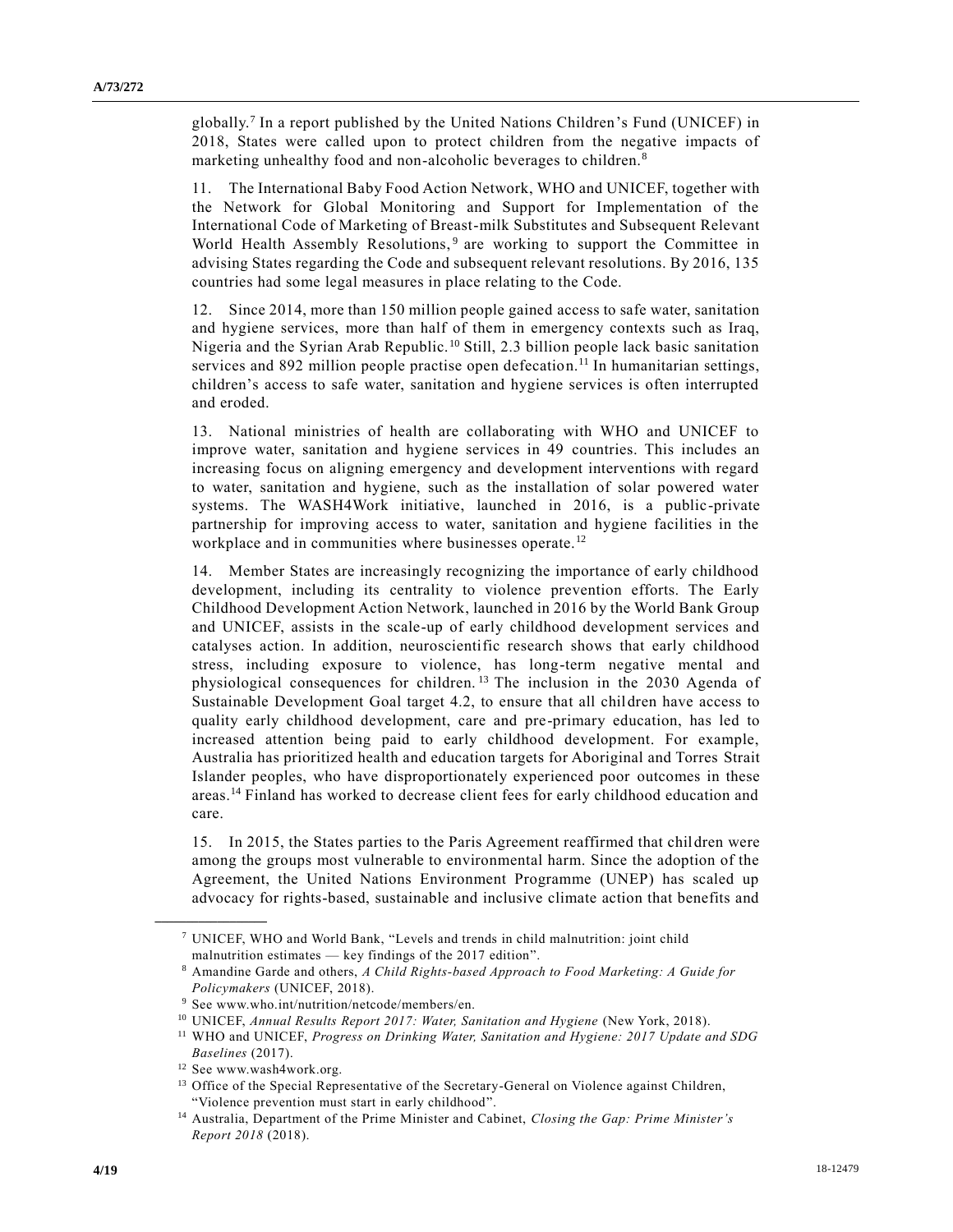globally.[7] In a report published by the United Nations Children's Fund (UNICEF) in 2018, States were called upon to protect children from the negative impacts of marketing unhealthy food and non-alcoholic beverages to children.[8]

11. The International Baby Food Action Network, WHO and UNICEF, together with the Network for Global Monitoring and Support for Implementation of the International Code of Marketing of Breast-milk Substitutes and Subsequent Relevant World Health Assembly Resolutions,[9] are working to support the Committee in advising States regarding the Code and subsequent relevant resolutions. By 2016, 135 countries had some legal measures in place relating to the Code.

12. Since 2014, more than 150 million people gained access to safe water, sanitation and hygiene services, more than half of them in emergency contexts such as Iraq, Nigeria and the Syrian Arab Republic.[10] Still, 2.3 billion people lack basic sanitation services and 892 million people practise open defecation.[11] In humanitarian settings, children's access to safe water, sanitation and hygiene services is often interrupted and eroded.

13. National ministries of health are collaborating with WHO and UNICEF to improve water, sanitation and hygiene services in 49 countries. This includes an increasing focus on aligning emergency and development interventions with regard to water, sanitation and hygiene, such as the installation of solar powered water systems. The WASH4Work initiative, launched in 2016, is a public-private partnership for improving access to water, sanitation and hygiene facilities in the workplace and in communities where businesses operate.[12]

14. Member States are increasingly recognizing the importance of early childhood development, including its centrality to violence prevention efforts. The Early Childhood Development Action Network, launched in 2016 by the World Bank Group and UNICEF, assists in the scale-up of early childhood development services and catalyses action. In addition, neuroscientific research shows that early childhood stress, including exposure to violence, has long-term negative mental and physiological consequences for children.[13] The inclusion in the 2030 Agenda of Sustainable Development Goal target 4.2, to ensure that all children have access to quality early childhood development, care and pre-primary education, has led to increased attention being paid to early childhood development. For example, Australia has prioritized health and education targets for Aboriginal and Torres Strait Islander peoples, who have disproportionately experienced poor outcomes in these areas.[14] Finland has worked to decrease client fees for early childhood education and care.

15. In 2015, the States parties to the Paris Agreement reaffirmed that children were among the groups most vulnerable to environmental harm. Since the adoption of the Agreement, the United Nations Environment Programme (UNEP) has scaled up advocacy for rights-based, sustainable and inclusive climate action that benefits and

---

[7] UNICEF, WHO and World Bank, "Levels and trends in child malnutrition: joint child malnutrition estimates — key findings of the 2017 edition".

[8] Amandine Garde and others, *A Child Rights-based Approach to Food Marketing: A Guide for Policymakers* (UNICEF, 2018).

[9] See www.who.int/nutrition/netcode/members/en.

[10] UNICEF, *Annual Results Report 2017: Water, Sanitation and Hygiene* (New York, 2018).

[11] WHO and UNICEF, *Progress on Drinking Water, Sanitation and Hygiene: 2017 Update and SDG Baselines* (2017).

[12] See www.wash4work.org.

[13] Office of the Special Representative of the Secretary-General on Violence against Children, "Violence prevention must start in early childhood".

[14] Australia, Department of the Prime Minister and Cabinet, *Closing the Gap: Prime Minister's Report 2018* (2018).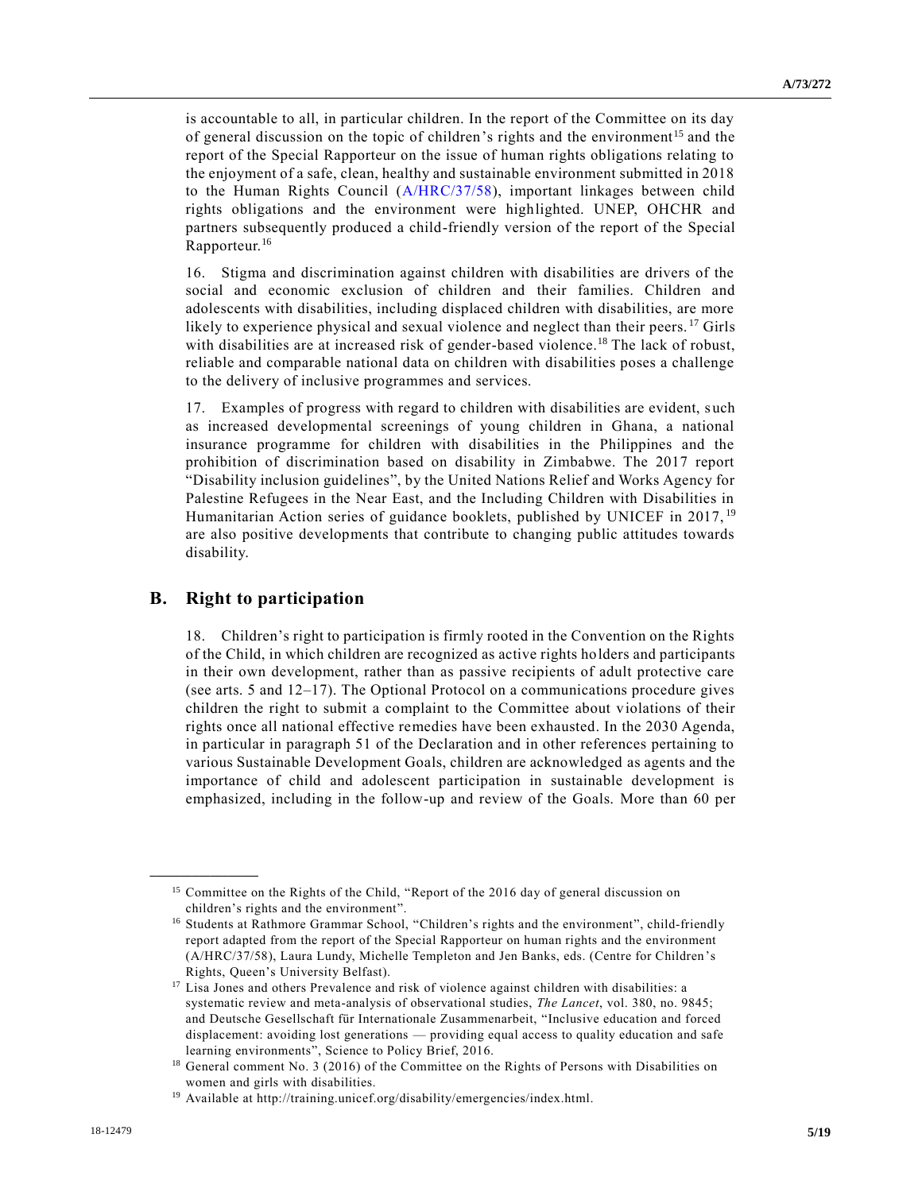is accountable to all, in particular children. In the report of the Committee on its day of general discussion on the topic of children's rights and the environment[15] and the report of the Special Rapporteur on the issue of human rights obligations relating to the enjoyment of a safe, clean, healthy and sustainable environment submitted in 2018 to the Human Rights Council (A/HRC/37/58), important linkages between child rights obligations and the environment were highlighted. UNEP, OHCHR and partners subsequently produced a child-friendly version of the report of the Special Rapporteur.[16]

16. Stigma and discrimination against children with disabilities are drivers of the social and economic exclusion of children and their families. Children and adolescents with disabilities, including displaced children with disabilities, are more likely to experience physical and sexual violence and neglect than their peers.[17] Girls with disabilities are at increased risk of gender-based violence.[18] The lack of robust, reliable and comparable national data on children with disabilities poses a challenge to the delivery of inclusive programmes and services.

17. Examples of progress with regard to children with disabilities are evident, such as increased developmental screenings of young children in Ghana, a national insurance programme for children with disabilities in the Philippines and the prohibition of discrimination based on disability in Zimbabwe. The 2017 report "Disability inclusion guidelines", by the United Nations Relief and Works Agency for Palestine Refugees in the Near East, and the Including Children with Disabilities in Humanitarian Action series of guidance booklets, published by UNICEF in 2017,[19] are also positive developments that contribute to changing public attitudes towards disability.

## B. Right to participation

18. Children's right to participation is firmly rooted in the Convention on the Rights of the Child, in which children are recognized as active rights holders and participants in their own development, rather than as passive recipients of adult protective care (see arts. 5 and 12–17). The Optional Protocol on a communications procedure gives children the right to submit a complaint to the Committee about violations of their rights once all national effective remedies have been exhausted. In the 2030 Agenda, in particular in paragraph 51 of the Declaration and in other references pertaining to various Sustainable Development Goals, children are acknowledged as agents and the importance of child and adolescent participation in sustainable development is emphasized, including in the follow-up and review of the Goals. More than 60 per

---

[15] Committee on the Rights of the Child, "Report of the 2016 day of general discussion on children's rights and the environment".

[16] Students at Rathmore Grammar School, "Children's rights and the environment", child-friendly report adapted from the report of the Special Rapporteur on human rights and the environment (A/HRC/37/58), Laura Lundy, Michelle Templeton and Jen Banks, eds. (Centre for Children's Rights, Queen's University Belfast).

[17] Lisa Jones and others Prevalence and risk of violence against children with disabilities: a systematic review and meta-analysis of observational studies, *The Lancet*, vol. 380, no. 9845; and Deutsche Gesellschaft für Internationale Zusammenarbeit, "Inclusive education and forced displacement: avoiding lost generations — providing equal access to quality education and safe learning environments", Science to Policy Brief, 2016.

[18] General comment No. 3 (2016) of the Committee on the Rights of Persons with Disabilities on women and girls with disabilities.

[19] Available at http://training.unicef.org/disability/emergencies/index.html.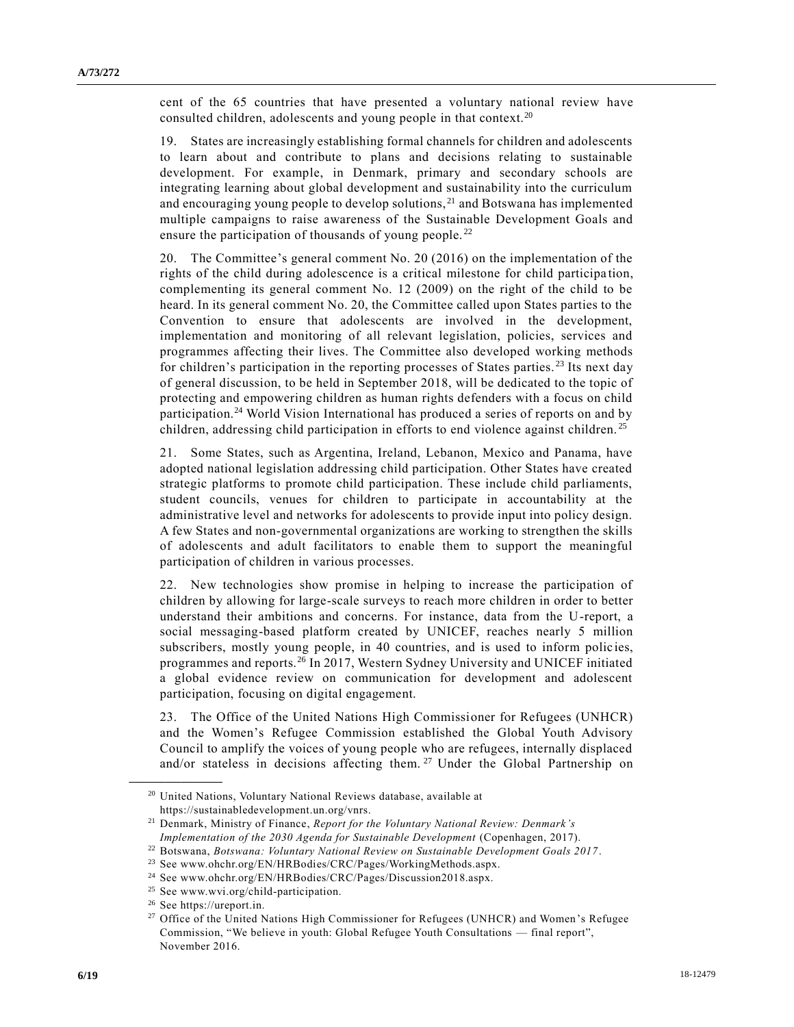cent of the 65 countries that have presented a voluntary national review have consulted children, adolescents and young people in that context.[20]

19. States are increasingly establishing formal channels for children and adolescents to learn about and contribute to plans and decisions relating to sustainable development. For example, in Denmark, primary and secondary schools are integrating learning about global development and sustainability into the curriculum and encouraging young people to develop solutions,[21] and Botswana has implemented multiple campaigns to raise awareness of the Sustainable Development Goals and ensure the participation of thousands of young people.[22]

20. The Committee's general comment No. 20 (2016) on the implementation of the rights of the child during adolescence is a critical milestone for child participation, complementing its general comment No. 12 (2009) on the right of the child to be heard. In its general comment No. 20, the Committee called upon States parties to the Convention to ensure that adolescents are involved in the development, implementation and monitoring of all relevant legislation, policies, services and programmes affecting their lives. The Committee also developed working methods for children's participation in the reporting processes of States parties.[23] Its next day of general discussion, to be held in September 2018, will be dedicated to the topic of protecting and empowering children as human rights defenders with a focus on child participation.[24] World Vision International has produced a series of reports on and by children, addressing child participation in efforts to end violence against children.[25]

21. Some States, such as Argentina, Ireland, Lebanon, Mexico and Panama, have adopted national legislation addressing child participation. Other States have created strategic platforms to promote child participation. These include child parliaments, student councils, venues for children to participate in accountability at the administrative level and networks for adolescents to provide input into policy design. A few States and non-governmental organizations are working to strengthen the skills of adolescents and adult facilitators to enable them to support the meaningful participation of children in various processes.

22. New technologies show promise in helping to increase the participation of children by allowing for large-scale surveys to reach more children in order to better understand their ambitions and concerns. For instance, data from the U-report, a social messaging-based platform created by UNICEF, reaches nearly 5 million subscribers, mostly young people, in 40 countries, and is used to inform policies, programmes and reports.[26] In 2017, Western Sydney University and UNICEF initiated a global evidence review on communication for development and adolescent participation, focusing on digital engagement.

23. The Office of the United Nations High Commissioner for Refugees (UNHCR) and the Women's Refugee Commission established the Global Youth Advisory Council to amplify the voices of young people who are refugees, internally displaced and/or stateless in decisions affecting them.[27] Under the Global Partnership on

---

[20] United Nations, Voluntary National Reviews database, available at https://sustainabledevelopment.un.org/vnrs.

[21] Denmark, Ministry of Finance, *Report for the Voluntary National Review: Denmark's Implementation of the 2030 Agenda for Sustainable Development* (Copenhagen, 2017).

[22] Botswana, *Botswana: Voluntary National Review on Sustainable Development Goals 2017*.

[23] See www.ohchr.org/EN/HRBodies/CRC/Pages/WorkingMethods.aspx.

[24] See www.ohchr.org/EN/HRBodies/CRC/Pages/Discussion2018.aspx.

[25] See www.wvi.org/child-participation.

[26] See https://ureport.in.

[27] Office of the United Nations High Commissioner for Refugees (UNHCR) and Women's Refugee Commission, "We believe in youth: Global Refugee Youth Consultations — final report", November 2016.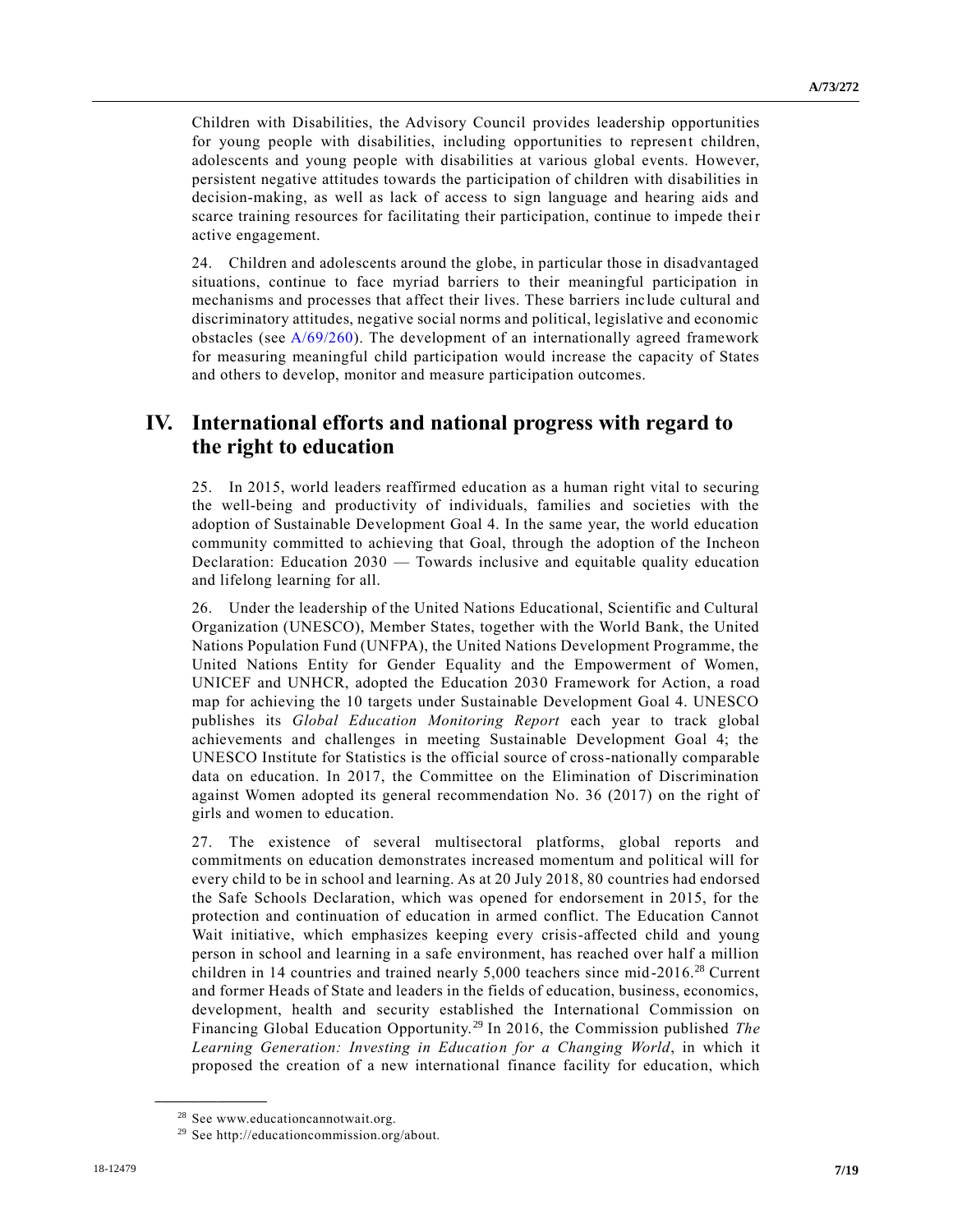Children with Disabilities, the Advisory Council provides leadership opportunities for young people with disabilities, including opportunities to represent children, adolescents and young people with disabilities at various global events. However, persistent negative attitudes towards the participation of children with disabilities in decision-making, as well as lack of access to sign language and hearing aids and scarce training resources for facilitating their participation, continue to impede their active engagement.

24. Children and adolescents around the globe, in particular those in disadvantaged situations, continue to face myriad barriers to their meaningful participation in mechanisms and processes that affect their lives. These barriers include cultural and discriminatory attitudes, negative social norms and political, legislative and economic obstacles (see A/69/260). The development of an internationally agreed framework for measuring meaningful child participation would increase the capacity of States and others to develop, monitor and measure participation outcomes.

## IV. International efforts and national progress with regard to the right to education

25. In 2015, world leaders reaffirmed education as a human right vital to securing the well-being and productivity of individuals, families and societies with the adoption of Sustainable Development Goal 4. In the same year, the world education community committed to achieving that Goal, through the adoption of the Incheon Declaration: Education 2030 — Towards inclusive and equitable quality education and lifelong learning for all.

26. Under the leadership of the United Nations Educational, Scientific and Cultural Organization (UNESCO), Member States, together with the World Bank, the United Nations Population Fund (UNFPA), the United Nations Development Programme, the United Nations Entity for Gender Equality and the Empowerment of Women, UNICEF and UNHCR, adopted the Education 2030 Framework for Action, a road map for achieving the 10 targets under Sustainable Development Goal 4. UNESCO publishes its *Global Education Monitoring Report* each year to track global achievements and challenges in meeting Sustainable Development Goal 4; the UNESCO Institute for Statistics is the official source of cross-nationally comparable data on education. In 2017, the Committee on the Elimination of Discrimination against Women adopted its general recommendation No. 36 (2017) on the right of girls and women to education.

27. The existence of several multisectoral platforms, global reports and commitments on education demonstrates increased momentum and political will for every child to be in school and learning. As at 20 July 2018, 80 countries had endorsed the Safe Schools Declaration, which was opened for endorsement in 2015, for the protection and continuation of education in armed conflict. The Education Cannot Wait initiative, which emphasizes keeping every crisis-affected child and young person in school and learning in a safe environment, has reached over half a million children in 14 countries and trained nearly 5,000 teachers since mid-2016.[28] Current and former Heads of State and leaders in the fields of education, business, economics, development, health and security established the International Commission on Financing Global Education Opportunity.[29] In 2016, the Commission published *The Learning Generation: Investing in Education for a Changing World*, in which it proposed the creation of a new international finance facility for education, which

---

[28] See www.educationcannotwait.org.

[29] See http://educationcommission.org/about.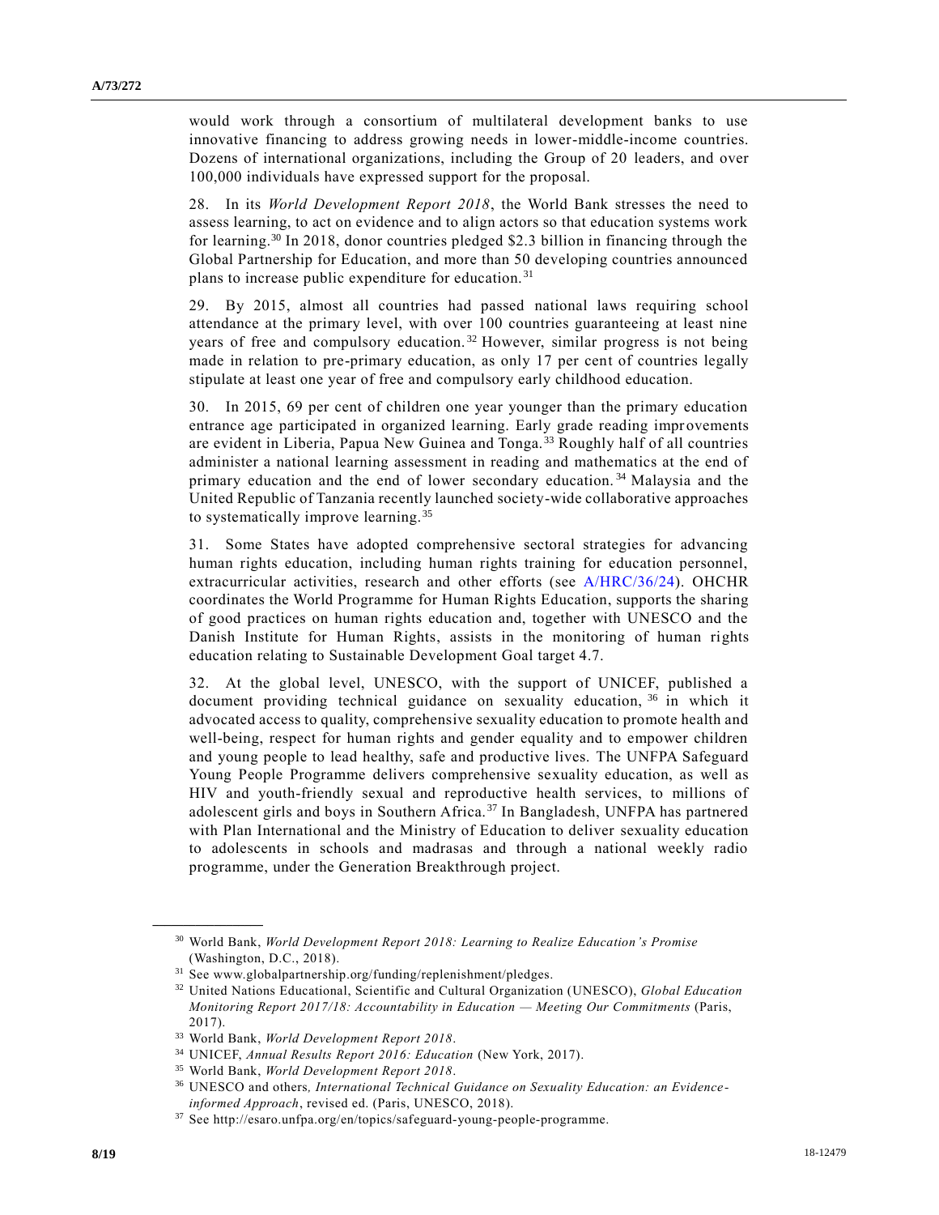would work through a consortium of multilateral development banks to use innovative financing to address growing needs in lower-middle-income countries. Dozens of international organizations, including the Group of 20 leaders, and over 100,000 individuals have expressed support for the proposal.

28. In its *World Development Report 2018*, the World Bank stresses the need to assess learning, to act on evidence and to align actors so that education systems work for learning.[30] In 2018, donor countries pledged \$2.3 billion in financing through the Global Partnership for Education, and more than 50 developing countries announced plans to increase public expenditure for education.[31]

29. By 2015, almost all countries had passed national laws requiring school attendance at the primary level, with over 100 countries guaranteeing at least nine years of free and compulsory education.[32] However, similar progress is not being made in relation to pre-primary education, as only 17 per cent of countries legally stipulate at least one year of free and compulsory early childhood education.

30. In 2015, 69 per cent of children one year younger than the primary education entrance age participated in organized learning. Early grade reading improvements are evident in Liberia, Papua New Guinea and Tonga.[33] Roughly half of all countries administer a national learning assessment in reading and mathematics at the end of primary education and the end of lower secondary education.[34] Malaysia and the United Republic of Tanzania recently launched society-wide collaborative approaches to systematically improve learning.[35]

31. Some States have adopted comprehensive sectoral strategies for advancing human rights education, including human rights training for education personnel, extracurricular activities, research and other efforts (see A/HRC/36/24). OHCHR coordinates the World Programme for Human Rights Education, supports the sharing of good practices on human rights education and, together with UNESCO and the Danish Institute for Human Rights, assists in the monitoring of human rights education relating to Sustainable Development Goal target 4.7.

32. At the global level, UNESCO, with the support of UNICEF, published a document providing technical guidance on sexuality education,[36] in which it advocated access to quality, comprehensive sexuality education to promote health and well-being, respect for human rights and gender equality and to empower children and young people to lead healthy, safe and productive lives. The UNFPA Safeguard Young People Programme delivers comprehensive sexuality education, as well as HIV and youth-friendly sexual and reproductive health services, to millions of adolescent girls and boys in Southern Africa.[37] In Bangladesh, UNFPA has partnered with Plan International and the Ministry of Education to deliver sexuality education to adolescents in schools and madrasas and through a national weekly radio programme, under the Generation Breakthrough project.

---

[30] World Bank, *World Development Report 2018: Learning to Realize Education's Promise* (Washington, D.C., 2018).

[31] See www.globalpartnership.org/funding/replenishment/pledges.

[32] United Nations Educational, Scientific and Cultural Organization (UNESCO), *Global Education Monitoring Report 2017/18: Accountability in Education — Meeting Our Commitments* (Paris, 2017).

[33] World Bank, *World Development Report 2018*.

[34] UNICEF, *Annual Results Report 2016: Education* (New York, 2017).

[35] World Bank, *World Development Report 2018*.

[36] UNESCO and others, *International Technical Guidance on Sexuality Education: an Evidence-informed Approach*, revised ed. (Paris, UNESCO, 2018).

[37] See http://esaro.unfpa.org/en/topics/safeguard-young-people-programme.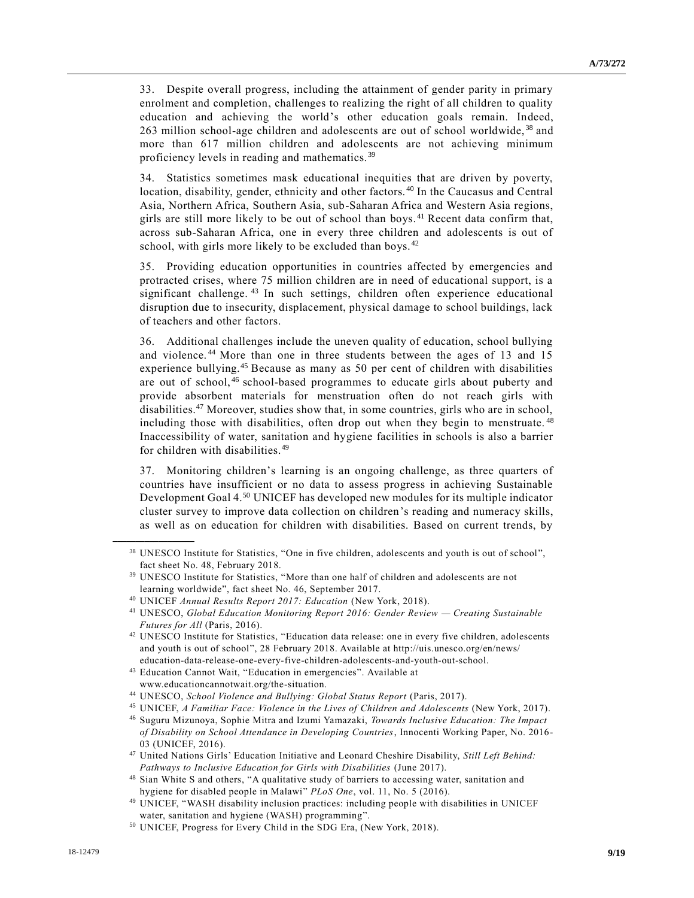33. Despite overall progress, including the attainment of gender parity in primary enrolment and completion, challenges to realizing the right of all children to quality education and achieving the world's other education goals remain. Indeed, 263 million school-age children and adolescents are out of school worldwide,[38] and more than 617 million children and adolescents are not achieving minimum proficiency levels in reading and mathematics.[39]

34. Statistics sometimes mask educational inequities that are driven by poverty, location, disability, gender, ethnicity and other factors.[40] In the Caucasus and Central Asia, Northern Africa, Southern Asia, sub-Saharan Africa and Western Asia regions, girls are still more likely to be out of school than boys.[41] Recent data confirm that, across sub-Saharan Africa, one in every three children and adolescents is out of school, with girls more likely to be excluded than boys.[42]

35. Providing education opportunities in countries affected by emergencies and protracted crises, where 75 million children are in need of educational support, is a significant challenge.[43] In such settings, children often experience educational disruption due to insecurity, displacement, physical damage to school buildings, lack of teachers and other factors.

36. Additional challenges include the uneven quality of education, school bullying and violence.[44] More than one in three students between the ages of 13 and 15 experience bullying.[45] Because as many as 50 per cent of children with disabilities are out of school,[46] school-based programmes to educate girls about puberty and provide absorbent materials for menstruation often do not reach girls with disabilities.[47] Moreover, studies show that, in some countries, girls who are in school, including those with disabilities, often drop out when they begin to menstruate.[48] Inaccessibility of water, sanitation and hygiene facilities in schools is also a barrier for children with disabilities.[49]

37. Monitoring children's learning is an ongoing challenge, as three quarters of countries have insufficient or no data to assess progress in achieving Sustainable Development Goal 4.[50] UNICEF has developed new modules for its multiple indicator cluster survey to improve data collection on children's reading and numeracy skills, as well as on education for children with disabilities. Based on current trends, by

---

[38] UNESCO Institute for Statistics, "One in five children, adolescents and youth is out of school", fact sheet No. 48, February 2018.

[39] UNESCO Institute for Statistics, "More than one half of children and adolescents are not learning worldwide", fact sheet No. 46, September 2017.

[40] UNICEF *Annual Results Report 2017: Education* (New York, 2018).

[41] UNESCO, *Global Education Monitoring Report 2016: Gender Review — Creating Sustainable Futures for All* (Paris, 2016).

[42] UNESCO Institute for Statistics, "Education data release: one in every five children, adolescents and youth is out of school", 28 February 2018. Available at http://uis.unesco.org/en/news/education-data-release-one-every-five-children-adolescents-and-youth-out-school.

[43] Education Cannot Wait, "Education in emergencies". Available at www.educationcannotwait.org/the-situation.

[44] UNESCO, *School Violence and Bullying: Global Status Report* (Paris, 2017).

[45] UNICEF, *A Familiar Face: Violence in the Lives of Children and Adolescents* (New York, 2017).

[46] Suguru Mizunoya, Sophie Mitra and Izumi Yamazaki, *Towards Inclusive Education: The Impact of Disability on School Attendance in Developing Countries*, Innocenti Working Paper, No. 2016-03 (UNICEF, 2016).

[47] United Nations Girls' Education Initiative and Leonard Cheshire Disability, *Still Left Behind: Pathways to Inclusive Education for Girls with Disabilities* (June 2017).

[48] Sian White S and others, "A qualitative study of barriers to accessing water, sanitation and hygiene for disabled people in Malawi" *PLoS One*, vol. 11, No. 5 (2016).

[49] UNICEF, "WASH disability inclusion practices: including people with disabilities in UNICEF water, sanitation and hygiene (WASH) programming".

[50] UNICEF, Progress for Every Child in the SDG Era, (New York, 2018).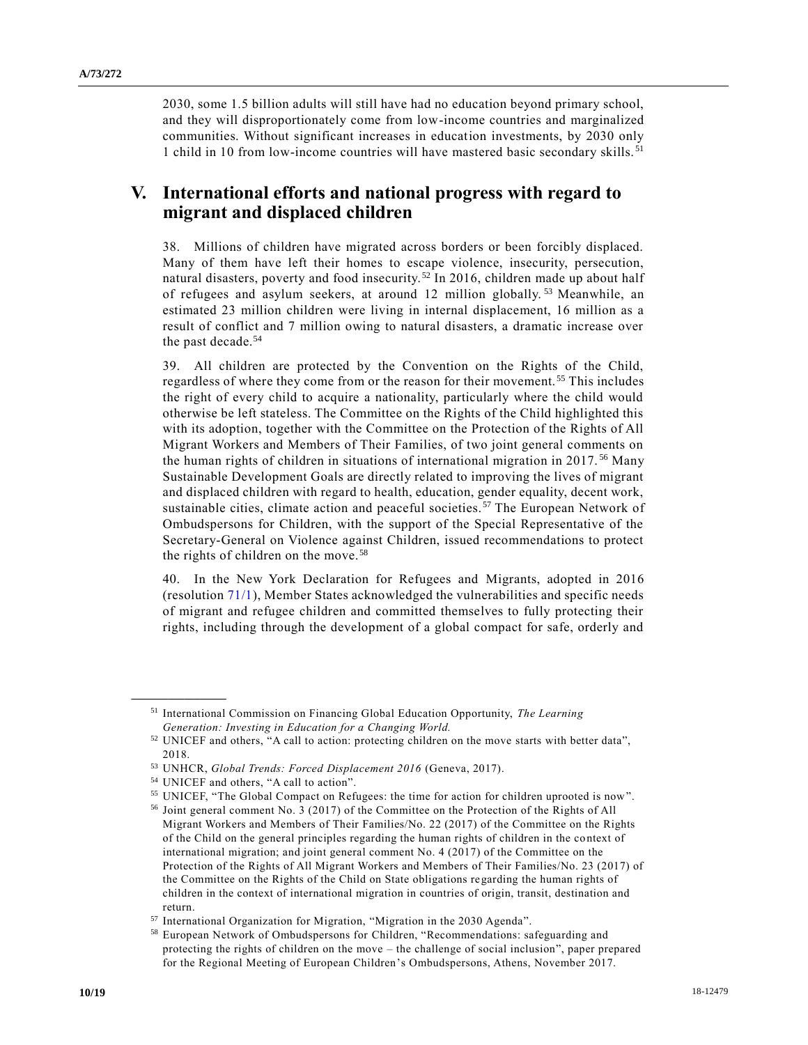2030, some 1.5 billion adults will still have had no education beyond primary school, and they will disproportionately come from low-income countries and marginalized communities. Without significant increases in education investments, by 2030 only 1 child in 10 from low-income countries will have mastered basic secondary skills.[51]

## V. International efforts and national progress with regard to migrant and displaced children

38. Millions of children have migrated across borders or been forcibly displaced. Many of them have left their homes to escape violence, insecurity, persecution, natural disasters, poverty and food insecurity.[52] In 2016, children made up about half of refugees and asylum seekers, at around 12 million globally.[53] Meanwhile, an estimated 23 million children were living in internal displacement, 16 million as a result of conflict and 7 million owing to natural disasters, a dramatic increase over the past decade.[54]

39. All children are protected by the Convention on the Rights of the Child, regardless of where they come from or the reason for their movement.[55] This includes the right of every child to acquire a nationality, particularly where the child would otherwise be left stateless. The Committee on the Rights of the Child highlighted this with its adoption, together with the Committee on the Protection of the Rights of All Migrant Workers and Members of Their Families, of two joint general comments on the human rights of children in situations of international migration in 2017.[56] Many Sustainable Development Goals are directly related to improving the lives of migrant and displaced children with regard to health, education, gender equality, decent work, sustainable cities, climate action and peaceful societies.[57] The European Network of Ombudspersons for Children, with the support of the Special Representative of the Secretary-General on Violence against Children, issued recommendations to protect the rights of children on the move.[58]

40. In the New York Declaration for Refugees and Migrants, adopted in 2016 (resolution 71/1), Member States acknowledged the vulnerabilities and specific needs of migrant and refugee children and committed themselves to fully protecting their rights, including through the development of a global compact for safe, orderly and

---

[51] International Commission on Financing Global Education Opportunity, *The Learning Generation: Investing in Education for a Changing World.*

[52] UNICEF and others, "A call to action: protecting children on the move starts with better data", 2018.

[53] UNHCR, *Global Trends: Forced Displacement 2016* (Geneva, 2017).

[54] UNICEF and others, "A call to action".

[55] UNICEF, "The Global Compact on Refugees: the time for action for children uprooted is now".

[56] Joint general comment No. 3 (2017) of the Committee on the Protection of the Rights of All Migrant Workers and Members of Their Families/No. 22 (2017) of the Committee on the Rights of the Child on the general principles regarding the human rights of children in the context of international migration; and joint general comment No. 4 (2017) of the Committee on the Protection of the Rights of All Migrant Workers and Members of Their Families/No. 23 (2017) of the Committee on the Rights of the Child on State obligations regarding the human rights of children in the context of international migration in countries of origin, transit, destination and return.

[57] International Organization for Migration, "Migration in the 2030 Agenda".

[58] European Network of Ombudspersons for Children, "Recommendations: safeguarding and protecting the rights of children on the move – the challenge of social inclusion", paper prepared for the Regional Meeting of European Children's Ombudspersons, Athens, November 2017.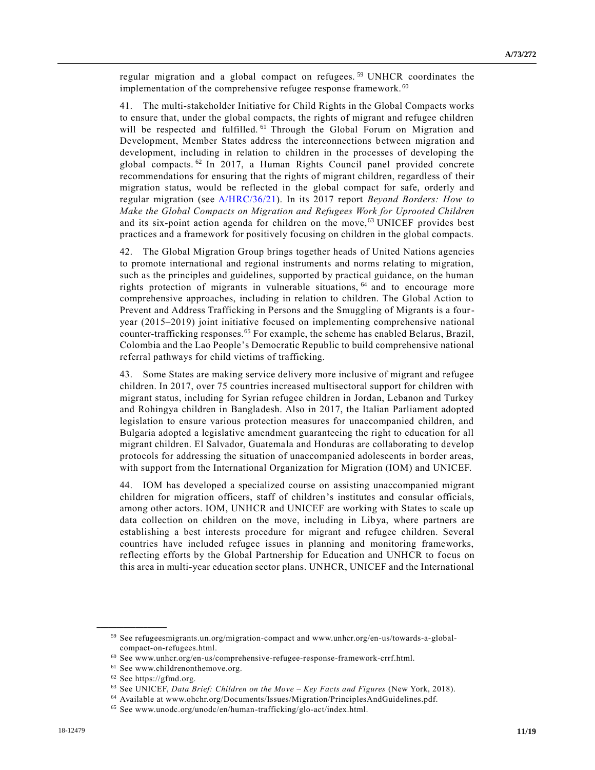regular migration and a global compact on refugees.[59] UNHCR coordinates the implementation of the comprehensive refugee response framework.[60]

41. The multi-stakeholder Initiative for Child Rights in the Global Compacts works to ensure that, under the global compacts, the rights of migrant and refugee children will be respected and fulfilled.[61] Through the Global Forum on Migration and Development, Member States address the interconnections between migration and development, including in relation to children in the processes of developing the global compacts.[62] In 2017, a Human Rights Council panel provided concrete recommendations for ensuring that the rights of migrant children, regardless of their migration status, would be reflected in the global compact for safe, orderly and regular migration (see A/HRC/36/21). In its 2017 report *Beyond Borders: How to Make the Global Compacts on Migration and Refugees Work for Uprooted Children* and its six-point action agenda for children on the move,[63] UNICEF provides best practices and a framework for positively focusing on children in the global compacts.

42. The Global Migration Group brings together heads of United Nations agencies to promote international and regional instruments and norms relating to migration, such as the principles and guidelines, supported by practical guidance, on the human rights protection of migrants in vulnerable situations,[64] and to encourage more comprehensive approaches, including in relation to children. The Global Action to Prevent and Address Trafficking in Persons and the Smuggling of Migrants is a four-year (2015–2019) joint initiative focused on implementing comprehensive national counter-trafficking responses.[65] For example, the scheme has enabled Belarus, Brazil, Colombia and the Lao People's Democratic Republic to build comprehensive national referral pathways for child victims of trafficking.

43. Some States are making service delivery more inclusive of migrant and refugee children. In 2017, over 75 countries increased multisectoral support for children with migrant status, including for Syrian refugee children in Jordan, Lebanon and Turkey and Rohingya children in Bangladesh. Also in 2017, the Italian Parliament adopted legislation to ensure various protection measures for unaccompanied children, and Bulgaria adopted a legislative amendment guaranteeing the right to education for all migrant children. El Salvador, Guatemala and Honduras are collaborating to develop protocols for addressing the situation of unaccompanied adolescents in border areas, with support from the International Organization for Migration (IOM) and UNICEF.

44. IOM has developed a specialized course on assisting unaccompanied migrant children for migration officers, staff of children's institutes and consular officials, among other actors. IOM, UNHCR and UNICEF are working with States to scale up data collection on children on the move, including in Libya, where partners are establishing a best interests procedure for migrant and refugee children. Several countries have included refugee issues in planning and monitoring frameworks, reflecting efforts by the Global Partnership for Education and UNHCR to focus on this area in multi-year education sector plans. UNHCR, UNICEF and the International

---

[59] See refugeesmigrants.un.org/migration-compact and www.unhcr.org/en-us/towards-a-global-compact-on-refugees.html.

[60] See www.unhcr.org/en-us/comprehensive-refugee-response-framework-crrf.html.

[61] See www.childrenonthemove.org.

[62] See https://gfmd.org.

[63] See UNICEF, *Data Brief: Children on the Move – Key Facts and Figures* (New York, 2018).

[64] Available at www.ohchr.org/Documents/Issues/Migration/PrinciplesAndGuidelines.pdf.

[65] See www.unodc.org/unodc/en/human-trafficking/glo-act/index.html.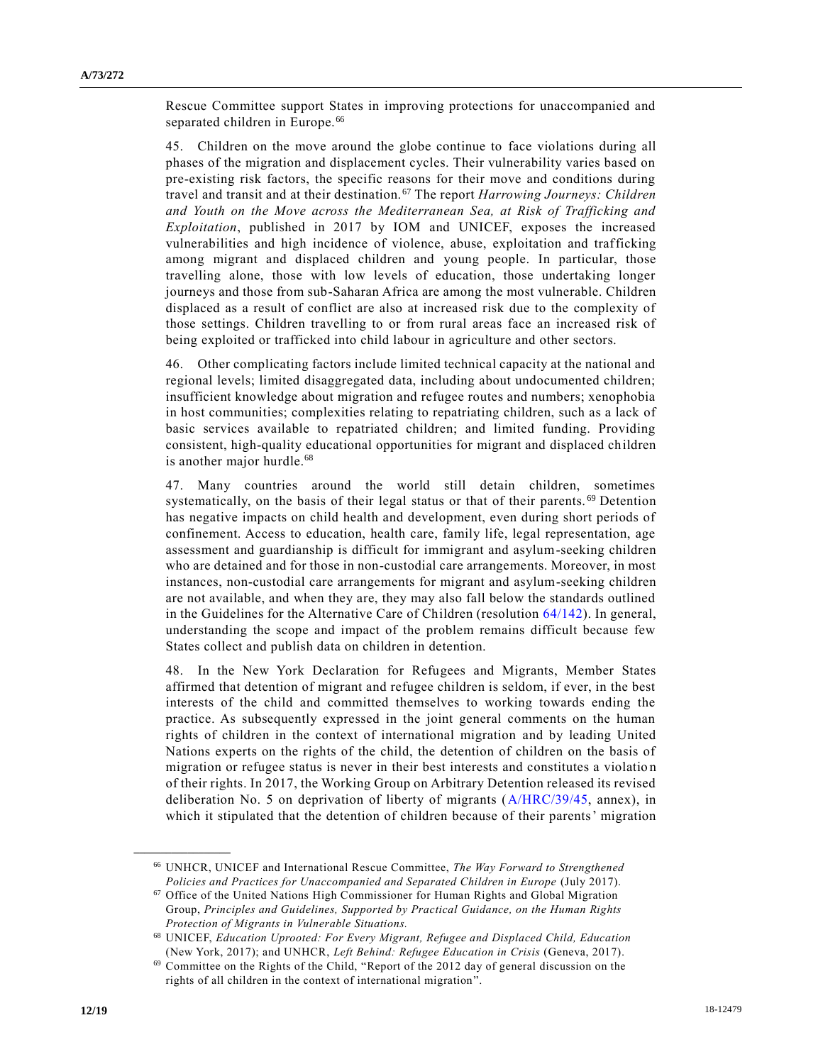Rescue Committee support States in improving protections for unaccompanied and separated children in Europe.[66]

45. Children on the move around the globe continue to face violations during all phases of the migration and displacement cycles. Their vulnerability varies based on pre-existing risk factors, the specific reasons for their move and conditions during travel and transit and at their destination.[67] The report *Harrowing Journeys: Children and Youth on the Move across the Mediterranean Sea, at Risk of Trafficking and Exploitation*, published in 2017 by IOM and UNICEF, exposes the increased vulnerabilities and high incidence of violence, abuse, exploitation and trafficking among migrant and displaced children and young people. In particular, those travelling alone, those with low levels of education, those undertaking longer journeys and those from sub-Saharan Africa are among the most vulnerable. Children displaced as a result of conflict are also at increased risk due to the complexity of those settings. Children travelling to or from rural areas face an increased risk of being exploited or trafficked into child labour in agriculture and other sectors.

46. Other complicating factors include limited technical capacity at the national and regional levels; limited disaggregated data, including about undocumented children; insufficient knowledge about migration and refugee routes and numbers; xenophobia in host communities; complexities relating to repatriating children, such as a lack of basic services available to repatriated children; and limited funding. Providing consistent, high-quality educational opportunities for migrant and displaced children is another major hurdle.[68]

47. Many countries around the world still detain children, sometimes systematically, on the basis of their legal status or that of their parents.[69] Detention has negative impacts on child health and development, even during short periods of confinement. Access to education, health care, family life, legal representation, age assessment and guardianship is difficult for immigrant and asylum-seeking children who are detained and for those in non-custodial care arrangements. Moreover, in most instances, non-custodial care arrangements for migrant and asylum-seeking children are not available, and when they are, they may also fall below the standards outlined in the Guidelines for the Alternative Care of Children (resolution 64/142). In general, understanding the scope and impact of the problem remains difficult because few States collect and publish data on children in detention.

48. In the New York Declaration for Refugees and Migrants, Member States affirmed that detention of migrant and refugee children is seldom, if ever, in the best interests of the child and committed themselves to working towards ending the practice. As subsequently expressed in the joint general comments on the human rights of children in the context of international migration and by leading United Nations experts on the rights of the child, the detention of children on the basis of migration or refugee status is never in their best interests and constitutes a violation of their rights. In 2017, the Working Group on Arbitrary Detention released its revised deliberation No. 5 on deprivation of liberty of migrants (A/HRC/39/45, annex), in which it stipulated that the detention of children because of their parents' migration

---

[66] UNHCR, UNICEF and International Rescue Committee, *The Way Forward to Strengthened Policies and Practices for Unaccompanied and Separated Children in Europe* (July 2017).

[67] Office of the United Nations High Commissioner for Human Rights and Global Migration Group, *Principles and Guidelines, Supported by Practical Guidance, on the Human Rights Protection of Migrants in Vulnerable Situations.*

[68] UNICEF, *Education Uprooted: For Every Migrant, Refugee and Displaced Child, Education* (New York, 2017); and UNHCR, *Left Behind: Refugee Education in Crisis* (Geneva, 2017).

[69] Committee on the Rights of the Child, "Report of the 2012 day of general discussion on the rights of all children in the context of international migration".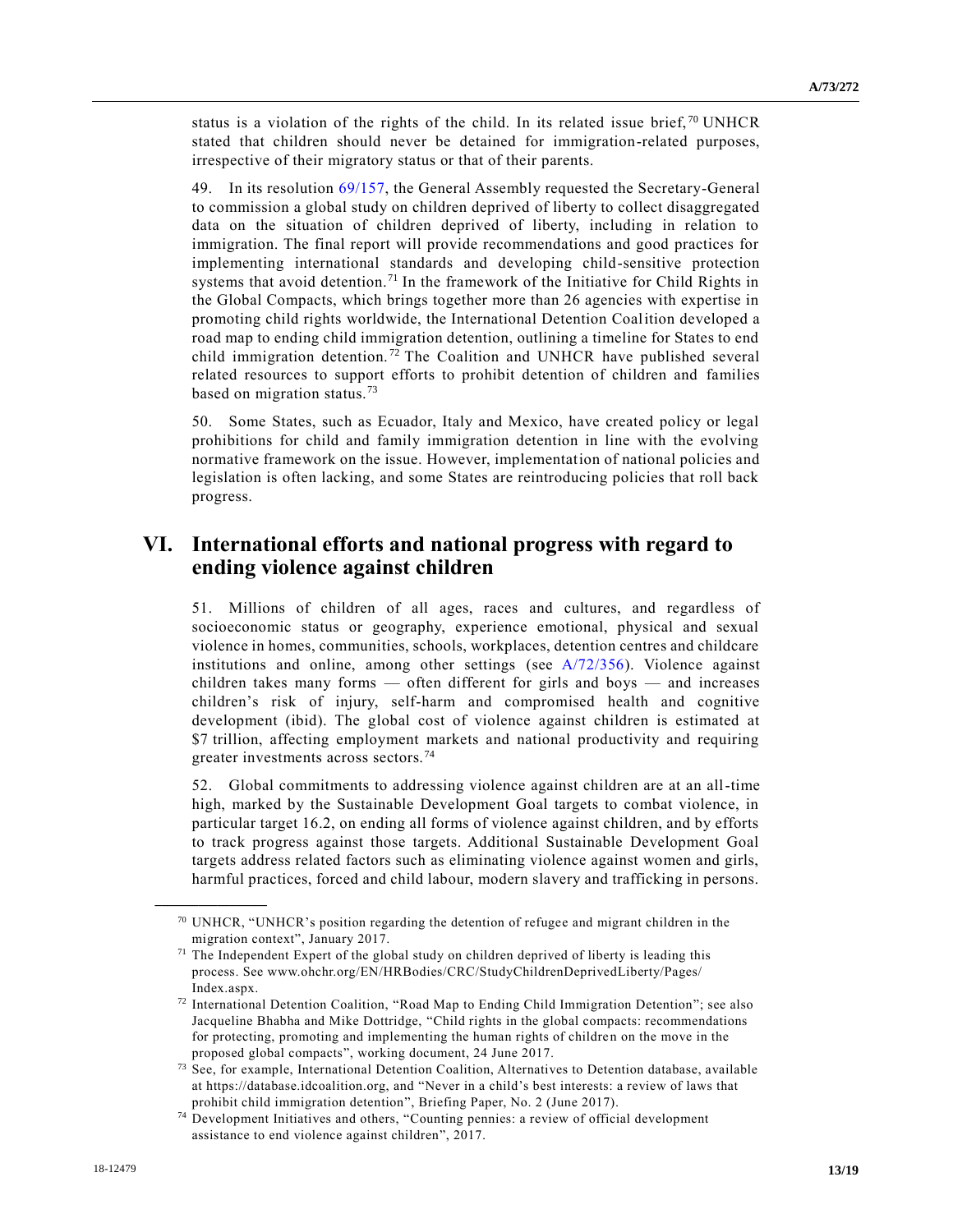status is a violation of the rights of the child. In its related issue brief,[70] UNHCR stated that children should never be detained for immigration-related purposes, irrespective of their migratory status or that of their parents.

49. In its resolution 69/157, the General Assembly requested the Secretary-General to commission a global study on children deprived of liberty to collect disaggregated data on the situation of children deprived of liberty, including in relation to immigration. The final report will provide recommendations and good practices for implementing international standards and developing child-sensitive protection systems that avoid detention.[71] In the framework of the Initiative for Child Rights in the Global Compacts, which brings together more than 26 agencies with expertise in promoting child rights worldwide, the International Detention Coalition developed a road map to ending child immigration detention, outlining a timeline for States to end child immigration detention.[72] The Coalition and UNHCR have published several related resources to support efforts to prohibit detention of children and families based on migration status.[73]

50. Some States, such as Ecuador, Italy and Mexico, have created policy or legal prohibitions for child and family immigration detention in line with the evolving normative framework on the issue. However, implementation of national policies and legislation is often lacking, and some States are reintroducing policies that roll back progress.

# VI. International efforts and national progress with regard to ending violence against children

51. Millions of children of all ages, races and cultures, and regardless of socioeconomic status or geography, experience emotional, physical and sexual violence in homes, communities, schools, workplaces, detention centres and childcare institutions and online, among other settings (see A/72/356). Violence against children takes many forms — often different for girls and boys — and increases children's risk of injury, self-harm and compromised health and cognitive development (ibid). The global cost of violence against children is estimated at \$7 trillion, affecting employment markets and national productivity and requiring greater investments across sectors.[74]

52. Global commitments to addressing violence against children are at an all-time high, marked by the Sustainable Development Goal targets to combat violence, in particular target 16.2, on ending all forms of violence against children, and by efforts to track progress against those targets. Additional Sustainable Development Goal targets address related factors such as eliminating violence against women and girls, harmful practices, forced and child labour, modern slavery and trafficking in persons.

---

[70] UNHCR, "UNHCR's position regarding the detention of refugee and migrant children in the migration context", January 2017.

[71] The Independent Expert of the global study on children deprived of liberty is leading this process. See www.ohchr.org/EN/HRBodies/CRC/StudyChildrenDeprivedLiberty/Pages/Index.aspx.

[72] International Detention Coalition, "Road Map to Ending Child Immigration Detention"; see also Jacqueline Bhabha and Mike Dottridge, "Child rights in the global compacts: recommendations for protecting, promoting and implementing the human rights of children on the move in the proposed global compacts", working document, 24 June 2017.

[73] See, for example, International Detention Coalition, Alternatives to Detention database, available at https://database.idcoalition.org, and "Never in a child's best interests: a review of laws that prohibit child immigration detention", Briefing Paper, No. 2 (June 2017).

[74] Development Initiatives and others, "Counting pennies: a review of official development assistance to end violence against children", 2017.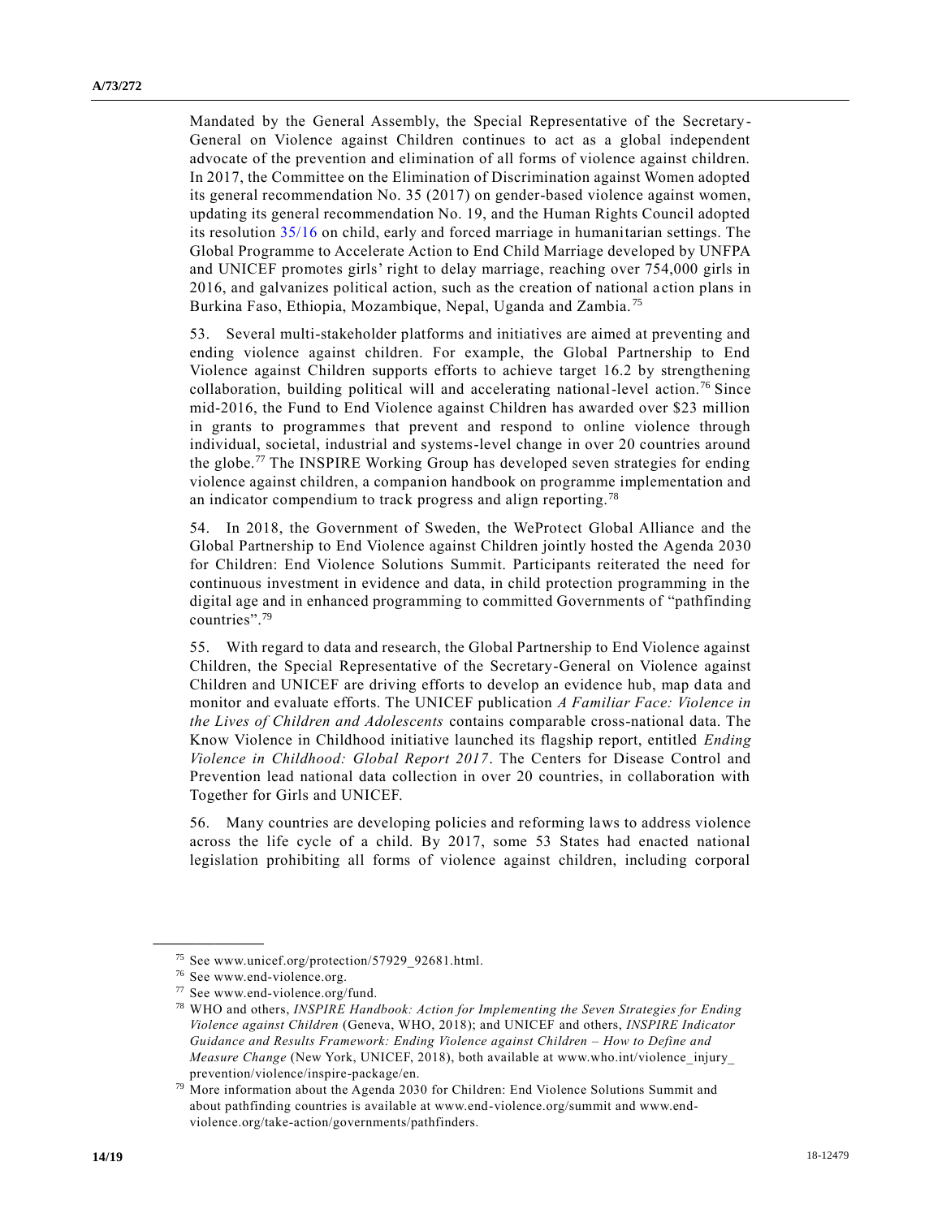Mandated by the General Assembly, the Special Representative of the Secretary-General on Violence against Children continues to act as a global independent advocate of the prevention and elimination of all forms of violence against children. In 2017, the Committee on the Elimination of Discrimination against Women adopted its general recommendation No. 35 (2017) on gender-based violence against women, updating its general recommendation No. 19, and the Human Rights Council adopted its resolution 35/16 on child, early and forced marriage in humanitarian settings. The Global Programme to Accelerate Action to End Child Marriage developed by UNFPA and UNICEF promotes girls' right to delay marriage, reaching over 754,000 girls in 2016, and galvanizes political action, such as the creation of national action plans in Burkina Faso, Ethiopia, Mozambique, Nepal, Uganda and Zambia.[75]

53. Several multi-stakeholder platforms and initiatives are aimed at preventing and ending violence against children. For example, the Global Partnership to End Violence against Children supports efforts to achieve target 16.2 by strengthening collaboration, building political will and accelerating national-level action.[76] Since mid-2016, the Fund to End Violence against Children has awarded over $23 million in grants to programmes that prevent and respond to online violence through individual, societal, industrial and systems-level change in over 20 countries around the globe.[77] The INSPIRE Working Group has developed seven strategies for ending violence against children, a companion handbook on programme implementation and an indicator compendium to track progress and align reporting.[78]

54. In 2018, the Government of Sweden, the WeProtect Global Alliance and the Global Partnership to End Violence against Children jointly hosted the Agenda 2030 for Children: End Violence Solutions Summit. Participants reiterated the need for continuous investment in evidence and data, in child protection programming in the digital age and in enhanced programming to committed Governments of "pathfinding countries".[79]

55. With regard to data and research, the Global Partnership to End Violence against Children, the Special Representative of the Secretary-General on Violence against Children and UNICEF are driving efforts to develop an evidence hub, map data and monitor and evaluate efforts. The UNICEF publication *A Familiar Face: Violence in the Lives of Children and Adolescents* contains comparable cross-national data. The Know Violence in Childhood initiative launched its flagship report, entitled *Ending Violence in Childhood: Global Report 2017*. The Centers for Disease Control and Prevention lead national data collection in over 20 countries, in collaboration with Together for Girls and UNICEF.

56. Many countries are developing policies and reforming laws to address violence across the life cycle of a child. By 2017, some 53 States had enacted national legislation prohibiting all forms of violence against children, including corporal

---

[75] See www.unicef.org/protection/57929_92681.html.

[76] See www.end-violence.org.

[77] See www.end-violence.org/fund.

[78] WHO and others, *INSPIRE Handbook: Action for Implementing the Seven Strategies for Ending Violence against Children* (Geneva, WHO, 2018); and UNICEF and others, *INSPIRE Indicator Guidance and Results Framework: Ending Violence against Children – How to Define and Measure Change* (New York, UNICEF, 2018), both available at www.who.int/violence_injury_prevention/violence/inspire-package/en.

[79] More information about the Agenda 2030 for Children: End Violence Solutions Summit and about pathfinding countries is available at www.end-violence.org/summit and www.end-violence.org/take-action/governments/pathfinders.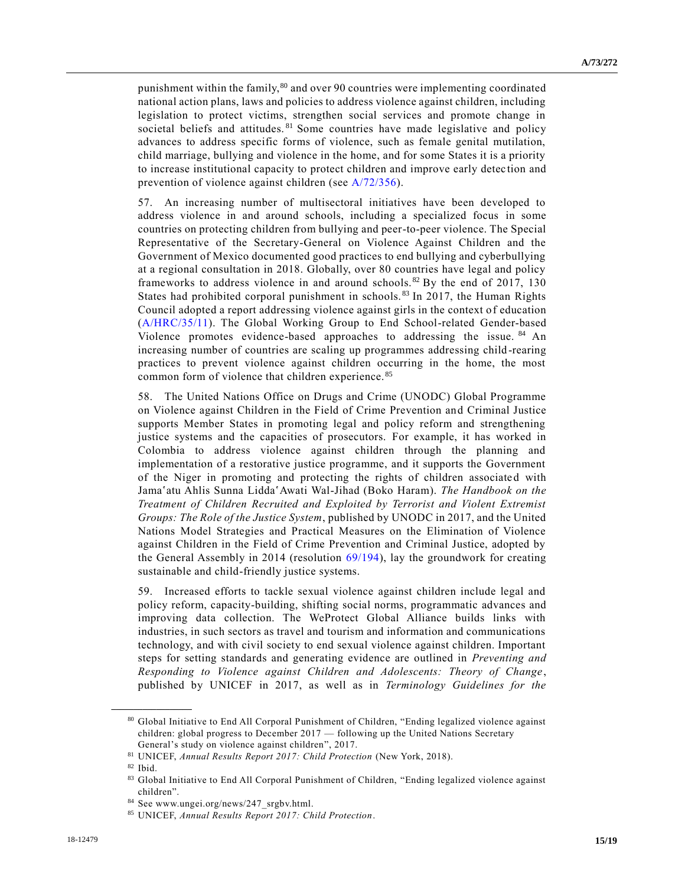punishment within the family,[80] and over 90 countries were implementing coordinated national action plans, laws and policies to address violence against children, including legislation to protect victims, strengthen social services and promote change in societal beliefs and attitudes.[81] Some countries have made legislative and policy advances to address specific forms of violence, such as female genital mutilation, child marriage, bullying and violence in the home, and for some States it is a priority to increase institutional capacity to protect children and improve early detection and prevention of violence against children (see A/72/356).

57. An increasing number of multisectoral initiatives have been developed to address violence in and around schools, including a specialized focus in some countries on protecting children from bullying and peer-to-peer violence. The Special Representative of the Secretary-General on Violence Against Children and the Government of Mexico documented good practices to end bullying and cyberbullying at a regional consultation in 2018. Globally, over 80 countries have legal and policy frameworks to address violence in and around schools.[82] By the end of 2017, 130 States had prohibited corporal punishment in schools.[83] In 2017, the Human Rights Council adopted a report addressing violence against girls in the context of education (A/HRC/35/11). The Global Working Group to End School-related Gender-based Violence promotes evidence-based approaches to addressing the issue.[84] An increasing number of countries are scaling up programmes addressing child-rearing practices to prevent violence against children occurring in the home, the most common form of violence that children experience.[85]

58. The United Nations Office on Drugs and Crime (UNODC) Global Programme on Violence against Children in the Field of Crime Prevention and Criminal Justice supports Member States in promoting legal and policy reform and strengthening justice systems and the capacities of prosecutors. For example, it has worked in Colombia to address violence against children through the planning and implementation of a restorative justice programme, and it supports the Government of the Niger in promoting and protecting the rights of children associated with Jamaʻatu Ahlis Sunna Liddaʻ Awati Wal-Jihad (Boko Haram). *The Handbook on the Treatment of Children Recruited and Exploited by Terrorist and Violent Extremist Groups: The Role of the Justice System*, published by UNODC in 2017, and the United Nations Model Strategies and Practical Measures on the Elimination of Violence against Children in the Field of Crime Prevention and Criminal Justice, adopted by the General Assembly in 2014 (resolution 69/194), lay the groundwork for creating sustainable and child-friendly justice systems.

59. Increased efforts to tackle sexual violence against children include legal and policy reform, capacity-building, shifting social norms, programmatic advances and improving data collection. The WeProtect Global Alliance builds links with industries, in such sectors as travel and tourism and information and communications technology, and with civil society to end sexual violence against children. Important steps for setting standards and generating evidence are outlined in *Preventing and Responding to Violence against Children and Adolescents: Theory of Change*, published by UNICEF in 2017, as well as in *Terminology Guidelines for the*

---

[80] Global Initiative to End All Corporal Punishment of Children, "Ending legalized violence against children: global progress to December 2017 — following up the United Nations Secretary General's study on violence against children", 2017.

[81] UNICEF, *Annual Results Report 2017: Child Protection* (New York, 2018).

[82] Ibid.

[83] Global Initiative to End All Corporal Punishment of Children, "Ending legalized violence against children".

[84] See www.ungei.org/news/247_srgbv.html.

[85] UNICEF, *Annual Results Report 2017: Child Protection*.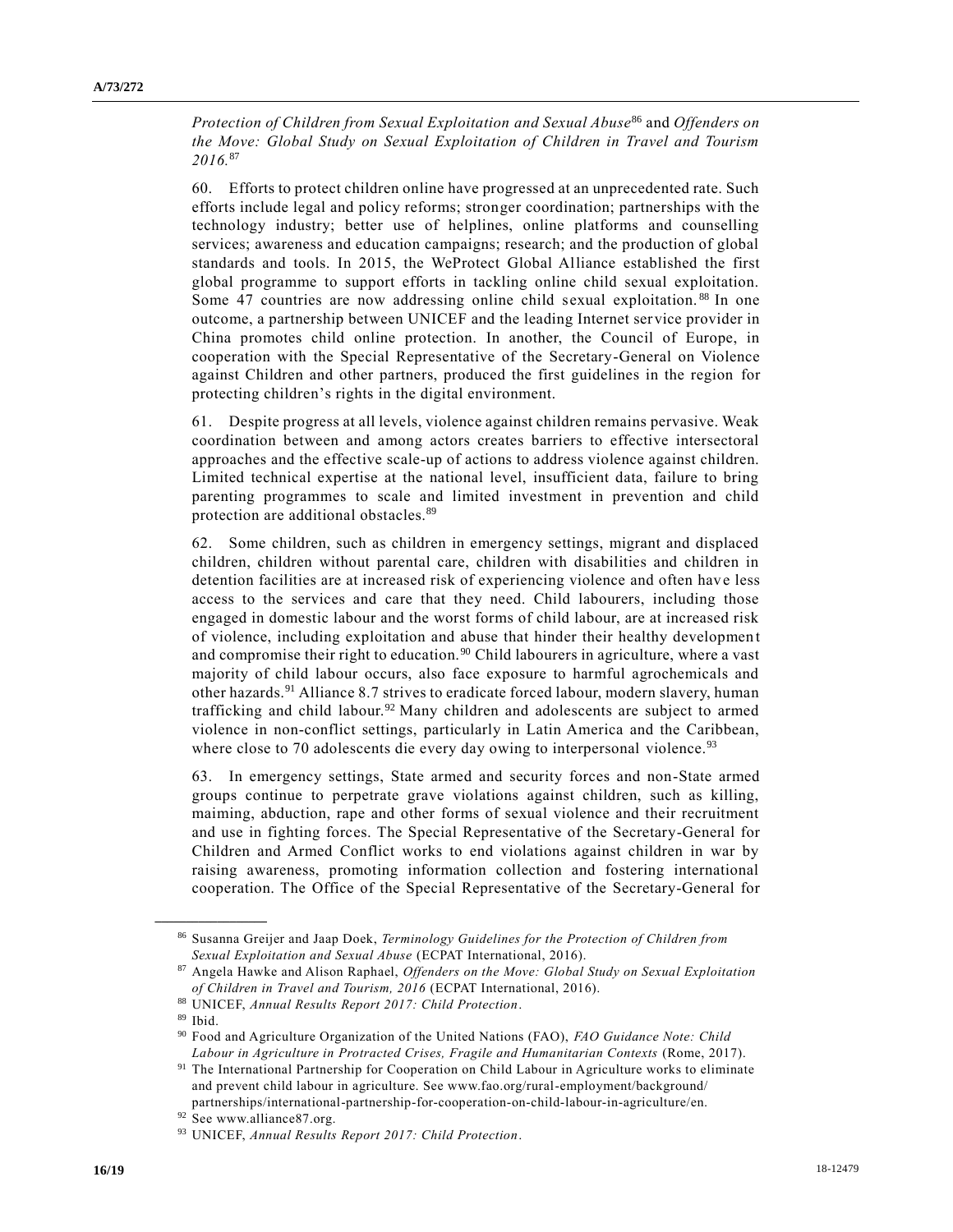*Protection of Children from Sexual Exploitation and Sexual Abuse*[86] and *Offenders on the Move: Global Study on Sexual Exploitation of Children in Travel and Tourism 2016.*[87]

60. Efforts to protect children online have progressed at an unprecedented rate. Such efforts include legal and policy reforms; stronger coordination; partnerships with the technology industry; better use of helplines, online platforms and counselling services; awareness and education campaigns; research; and the production of global standards and tools. In 2015, the WeProtect Global Alliance established the first global programme to support efforts in tackling online child sexual exploitation. Some 47 countries are now addressing online child sexual exploitation.[88] In one outcome, a partnership between UNICEF and the leading Internet service provider in China promotes child online protection. In another, the Council of Europe, in cooperation with the Special Representative of the Secretary-General on Violence against Children and other partners, produced the first guidelines in the region for protecting children's rights in the digital environment.

61. Despite progress at all levels, violence against children remains pervasive. Weak coordination between and among actors creates barriers to effective intersectoral approaches and the effective scale-up of actions to address violence against children. Limited technical expertise at the national level, insufficient data, failure to bring parenting programmes to scale and limited investment in prevention and child protection are additional obstacles.[89]

62. Some children, such as children in emergency settings, migrant and displaced children, children without parental care, children with disabilities and children in detention facilities are at increased risk of experiencing violence and often have less access to the services and care that they need. Child labourers, including those engaged in domestic labour and the worst forms of child labour, are at increased risk of violence, including exploitation and abuse that hinder their healthy development and compromise their right to education.[90] Child labourers in agriculture, where a vast majority of child labour occurs, also face exposure to harmful agrochemicals and other hazards.[91] Alliance 8.7 strives to eradicate forced labour, modern slavery, human trafficking and child labour.[92] Many children and adolescents are subject to armed violence in non-conflict settings, particularly in Latin America and the Caribbean, where close to 70 adolescents die every day owing to interpersonal violence.[93]

63. In emergency settings, State armed and security forces and non-State armed groups continue to perpetrate grave violations against children, such as killing, maiming, abduction, rape and other forms of sexual violence and their recruitment and use in fighting forces. The Special Representative of the Secretary-General for Children and Armed Conflict works to end violations against children in war by raising awareness, promoting information collection and fostering international cooperation. The Office of the Special Representative of the Secretary-General for

---

[86] Susanna Greijer and Jaap Doek, *Terminology Guidelines for the Protection of Children from Sexual Exploitation and Sexual Abuse* (ECPAT International, 2016).

[87] Angela Hawke and Alison Raphael, *Offenders on the Move: Global Study on Sexual Exploitation of Children in Travel and Tourism, 2016* (ECPAT International, 2016).

[88] UNICEF, *Annual Results Report 2017: Child Protection*.

[89] Ibid.

[90] Food and Agriculture Organization of the United Nations (FAO), *FAO Guidance Note: Child Labour in Agriculture in Protracted Crises, Fragile and Humanitarian Contexts* (Rome, 2017).

[91] The International Partnership for Cooperation on Child Labour in Agriculture works to eliminate and prevent child labour in agriculture. See www.fao.org/rural-employment/background/partnerships/international-partnership-for-cooperation-on-child-labour-in-agriculture/en.

[92] See www.alliance87.org.

[93] UNICEF, *Annual Results Report 2017: Child Protection*.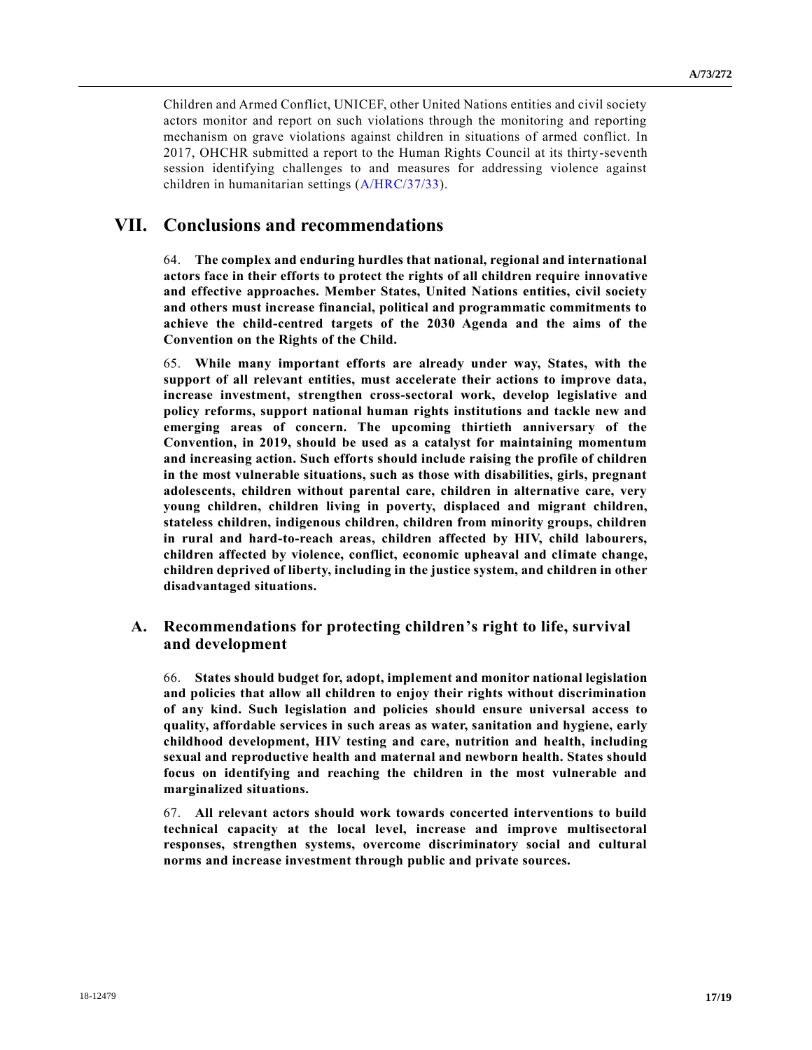Children and Armed Conflict, UNICEF, other United Nations entities and civil society actors monitor and report on such violations through the monitoring and reporting mechanism on grave violations against children in situations of armed conflict. In 2017, OHCHR submitted a report to the Human Rights Council at its thirty-seventh session identifying challenges to and measures for addressing violence against children in humanitarian settings (A/HRC/37/33).

# VII. Conclusions and recommendations

64. **The complex and enduring hurdles that national, regional and international actors face in their efforts to protect the rights of all children require innovative and effective approaches. Member States, United Nations entities, civil society and others must increase financial, political and programmatic commitments to achieve the child-centred targets of the 2030 Agenda and the aims of the Convention on the Rights of the Child.**

65. **While many important efforts are already under way, States, with the support of all relevant entities, must accelerate their actions to improve data, increase investment, strengthen cross-sectoral work, develop legislative and policy reforms, support national human rights institutions and tackle new and emerging areas of concern. The upcoming thirtieth anniversary of the Convention, in 2019, should be used as a catalyst for maintaining momentum and increasing action. Such efforts should include raising the profile of children in the most vulnerable situations, such as those with disabilities, girls, pregnant adolescents, children without parental care, children in alternative care, very young children, children living in poverty, displaced and migrant children, stateless children, indigenous children, children from minority groups, children in rural and hard-to-reach areas, children affected by HIV, child labourers, children affected by violence, conflict, economic upheaval and climate change, children deprived of liberty, including in the justice system, and children in other disadvantaged situations.**

## A. Recommendations for protecting children's right to life, survival and development

66. **States should budget for, adopt, implement and monitor national legislation and policies that allow all children to enjoy their rights without discrimination of any kind. Such legislation and policies should ensure universal access to quality, affordable services in such areas as water, sanitation and hygiene, early childhood development, HIV testing and care, nutrition and health, including sexual and reproductive health and maternal and newborn health. States should focus on identifying and reaching the children in the most vulnerable and marginalized situations.**

67. **All relevant actors should work towards concerted interventions to build technical capacity at the local level, increase and improve multisectoral responses, strengthen systems, overcome discriminatory social and cultural norms and increase investment through public and private sources.**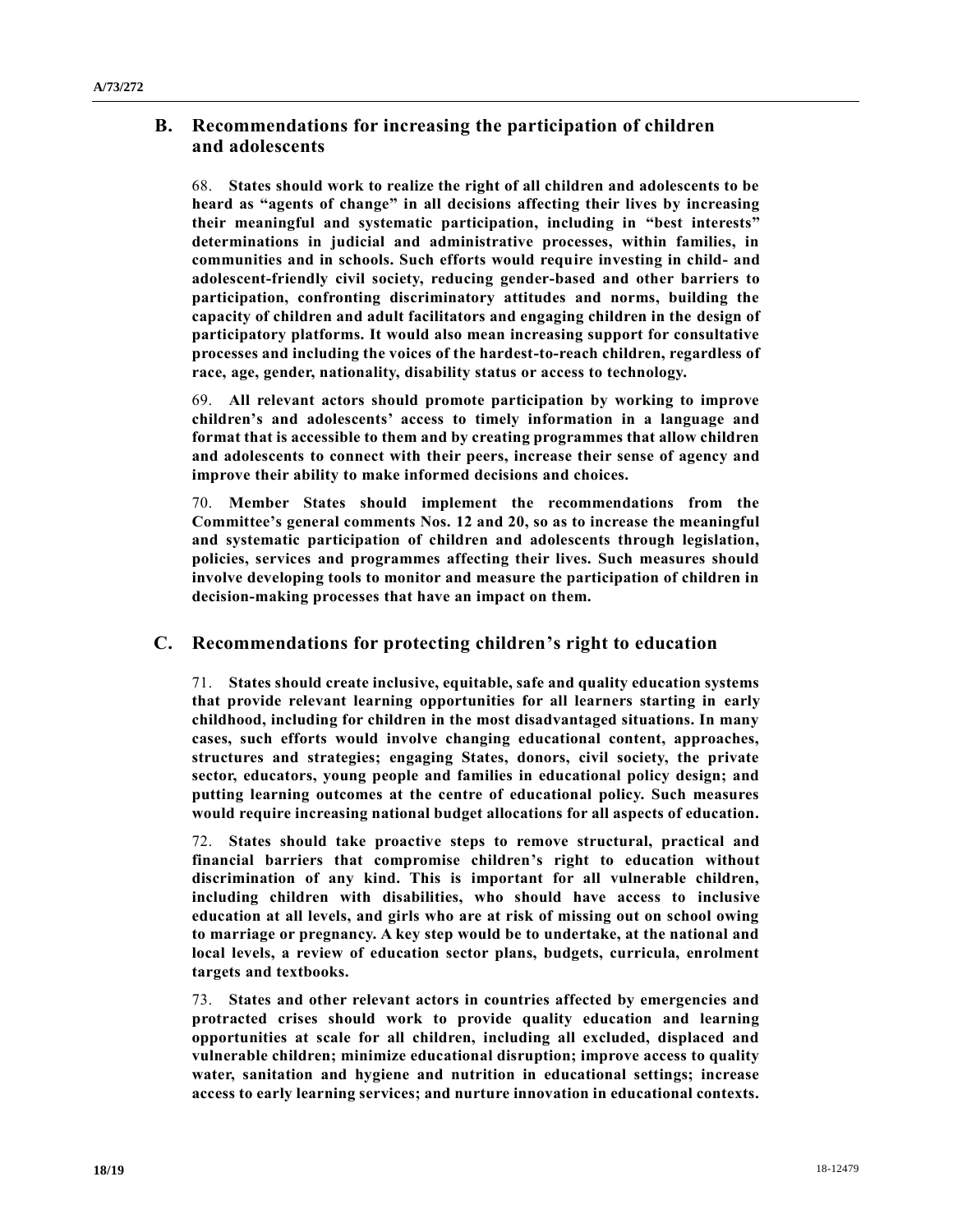## B. Recommendations for increasing the participation of children and adolescents

68. **States should work to realize the right of all children and adolescents to be heard as "agents of change" in all decisions affecting their lives by increasing their meaningful and systematic participation, including in "best interests" determinations in judicial and administrative processes, within families, in communities and in schools. Such efforts would require investing in child- and adolescent-friendly civil society, reducing gender-based and other barriers to participation, confronting discriminatory attitudes and norms, building the capacity of children and adult facilitators and engaging children in the design of participatory platforms. It would also mean increasing support for consultative processes and including the voices of the hardest-to-reach children, regardless of race, age, gender, nationality, disability status or access to technology.**

69. **All relevant actors should promote participation by working to improve children's and adolescents' access to timely information in a language and format that is accessible to them and by creating programmes that allow children and adolescents to connect with their peers, increase their sense of agency and improve their ability to make informed decisions and choices.**

70. **Member States should implement the recommendations from the Committee's general comments Nos. 12 and 20, so as to increase the meaningful and systematic participation of children and adolescents through legislation, policies, services and programmes affecting their lives. Such measures should involve developing tools to monitor and measure the participation of children in decision-making processes that have an impact on them.**

## C. Recommendations for protecting children's right to education

71. **States should create inclusive, equitable, safe and quality education systems that provide relevant learning opportunities for all learners starting in early childhood, including for children in the most disadvantaged situations. In many cases, such efforts would involve changing educational content, approaches, structures and strategies; engaging States, donors, civil society, the private sector, educators, young people and families in educational policy design; and putting learning outcomes at the centre of educational policy. Such measures would require increasing national budget allocations for all aspects of education.**

72. **States should take proactive steps to remove structural, practical and financial barriers that compromise children's right to education without discrimination of any kind. This is important for all vulnerable children, including children with disabilities, who should have access to inclusive education at all levels, and girls who are at risk of missing out on school owing to marriage or pregnancy. A key step would be to undertake, at the national and local levels, a review of education sector plans, budgets, curricula, enrolment targets and textbooks.**

73. **States and other relevant actors in countries affected by emergencies and protracted crises should work to provide quality education and learning opportunities at scale for all children, including all excluded, displaced and vulnerable children; minimize educational disruption; improve access to quality water, sanitation and hygiene and nutrition in educational settings; increase access to early learning services; and nurture innovation in educational contexts.**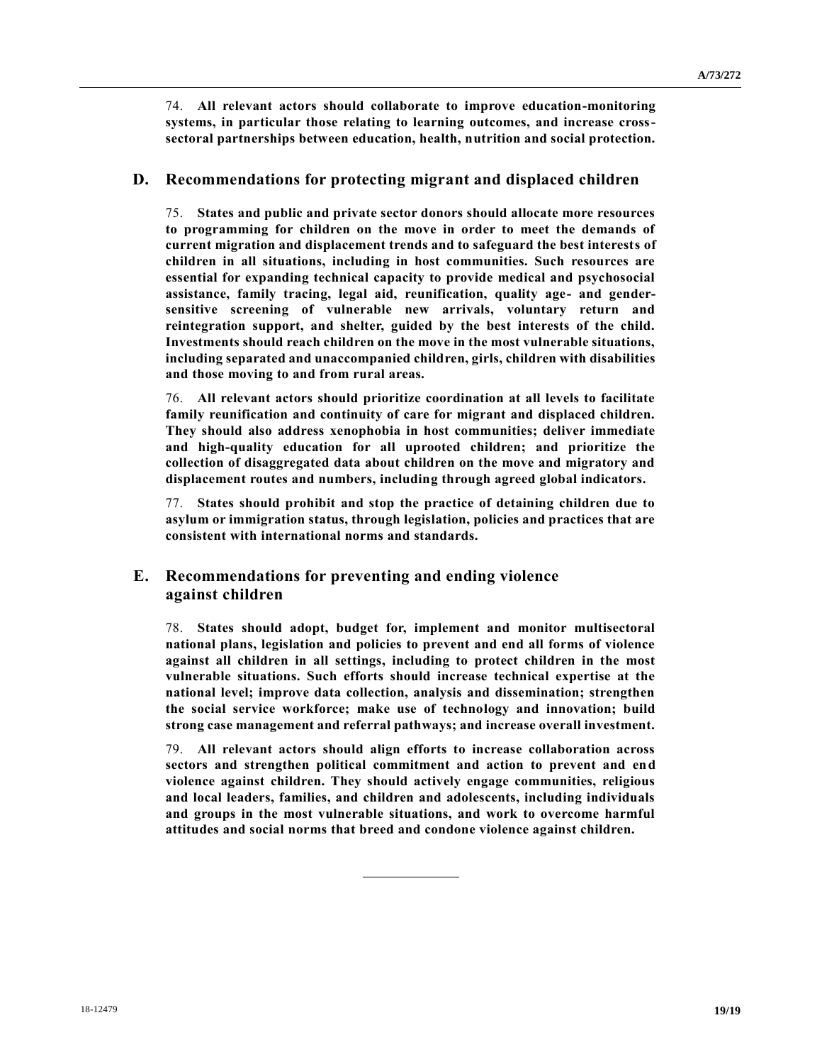74. **All relevant actors should collaborate to improve education-monitoring systems, in particular those relating to learning outcomes, and increase cross-sectoral partnerships between education, health, nutrition and social protection.**

## D. Recommendations for protecting migrant and displaced children

75. **States and public and private sector donors should allocate more resources to programming for children on the move in order to meet the demands of current migration and displacement trends and to safeguard the best interests of children in all situations, including in host communities. Such resources are essential for expanding technical capacity to provide medical and psychosocial assistance, family tracing, legal aid, reunification, quality age- and gender-sensitive screening of vulnerable new arrivals, voluntary return and reintegration support, and shelter, guided by the best interests of the child. Investments should reach children on the move in the most vulnerable situations, including separated and unaccompanied children, girls, children with disabilities and those moving to and from rural areas.**

76. **All relevant actors should prioritize coordination at all levels to facilitate family reunification and continuity of care for migrant and displaced children. They should also address xenophobia in host communities; deliver immediate and high-quality education for all uprooted children; and prioritize the collection of disaggregated data about children on the move and migratory and displacement routes and numbers, including through agreed global indicators.**

77. **States should prohibit and stop the practice of detaining children due to asylum or immigration status, through legislation, policies and practices that are consistent with international norms and standards.**

## E. Recommendations for preventing and ending violence against children

78. **States should adopt, budget for, implement and monitor multisectoral national plans, legislation and policies to prevent and end all forms of violence against all children in all settings, including to protect children in the most vulnerable situations. Such efforts should increase technical expertise at the national level; improve data collection, analysis and dissemination; strengthen the social service workforce; make use of technology and innovation; build strong case management and referral pathways; and increase overall investment.**

79. **All relevant actors should align efforts to increase collaboration across sectors and strengthen political commitment and action to prevent and end violence against children. They should actively engage communities, religious and local leaders, families, and children and adolescents, including individuals and groups in the most vulnerable situations, and work to overcome harmful attitudes and social norms that breed and condone violence against children.**